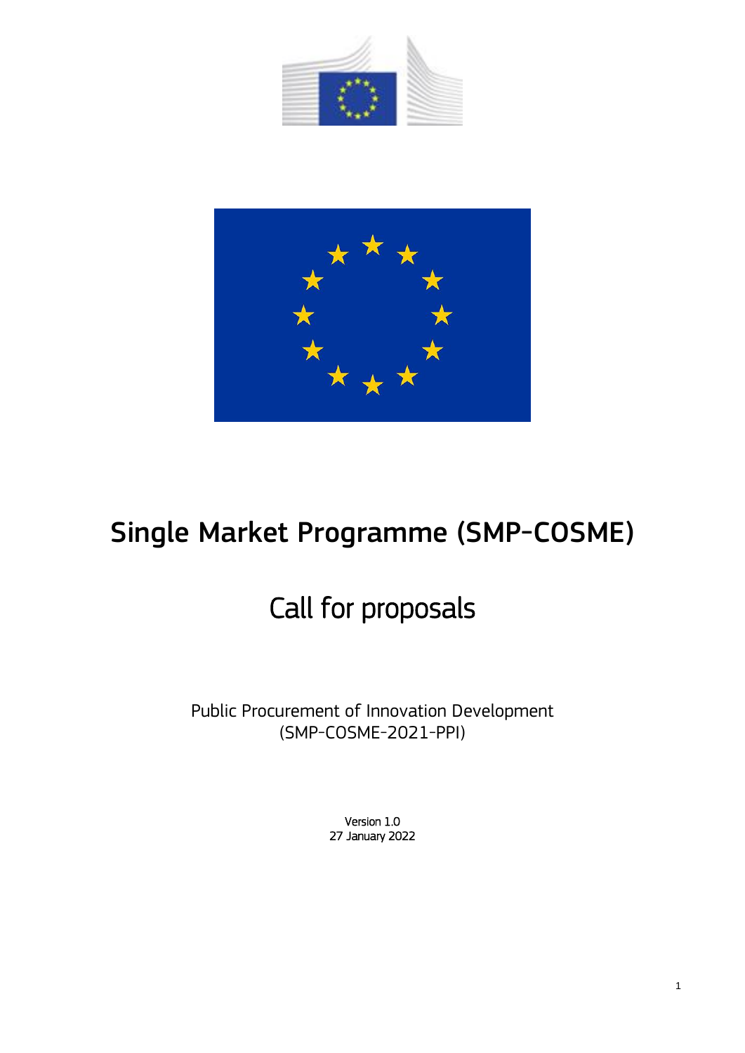# Single Market Programme (SMP-COSME)

## Call for proposals

Public Procurement of Innovation Development
(SMP-COSME-2021-PPI)

Version 1.0
27 January 2022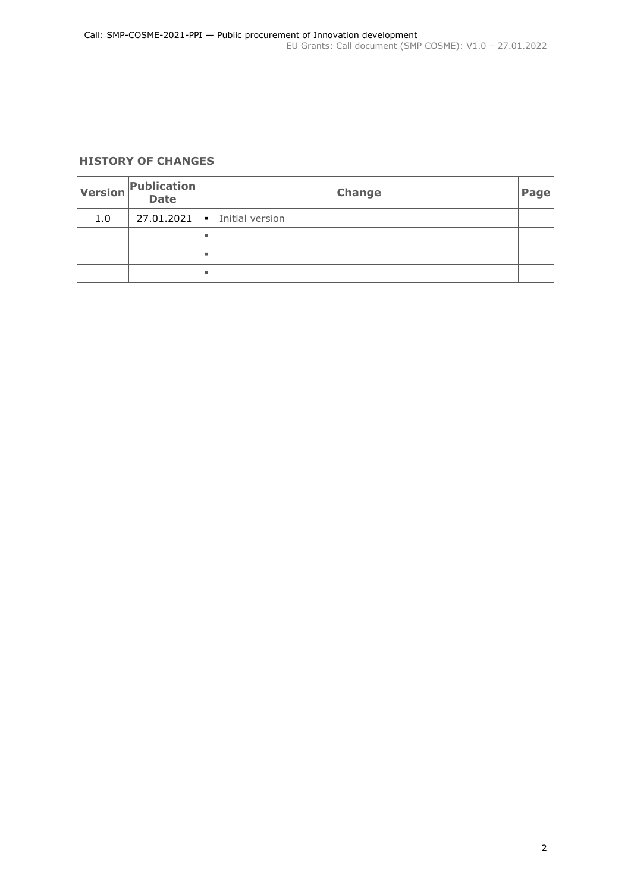| **HISTORY OF CHANGES** | | | |
|---|---|---|---|
| **Version** | **Publication Date** | **Change** | **Page** |
| 1.0 | 27.01.2021 | ▪ Initial version | |
| | | ▪ | |
| | | ▪ | |
| | | ▪ | |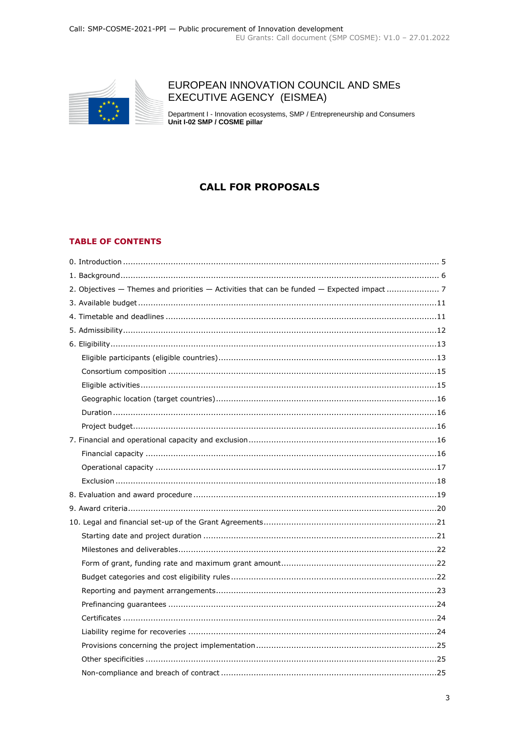EUROPEAN INNOVATION COUNCIL AND SMEs EXECUTIVE AGENCY (EISMEA)

Department I - Innovation ecosystems, SMP / Entrepreneurship and Consumers
**Unit I-02 SMP / COSME pillar**

# CALL FOR PROPOSALS

## TABLE OF CONTENTS

0. Introduction .......... 5
1. Background .......... 6
2. Objectives — Themes and priorities — Activities that can be funded — Expected impact .......... 7
3. Available budget .......... 11
4. Timetable and deadlines .......... 11
5. Admissibility .......... 12
6. Eligibility .......... 13
   - Eligible participants (eligible countries) .......... 13
   - Consortium composition .......... 15
   - Eligible activities .......... 15
   - Geographic location (target countries) .......... 16
   - Duration .......... 16
   - Project budget .......... 16
7. Financial and operational capacity and exclusion .......... 16
   - Financial capacity .......... 16
   - Operational capacity .......... 17
   - Exclusion .......... 18
8. Evaluation and award procedure .......... 19
9. Award criteria .......... 20
10. Legal and financial set-up of the Grant Agreements .......... 21
    - Starting date and project duration .......... 21
    - Milestones and deliverables .......... 22
    - Form of grant, funding rate and maximum grant amount .......... 22
    - Budget categories and cost eligibility rules .......... 22
    - Reporting and payment arrangements .......... 23
    - Prefinancing guarantees .......... 24
    - Certificates .......... 24
    - Liability regime for recoveries .......... 24
    - Provisions concerning the project implementation .......... 25
    - Other specificities .......... 25
    - Non-compliance and breach of contract .......... 25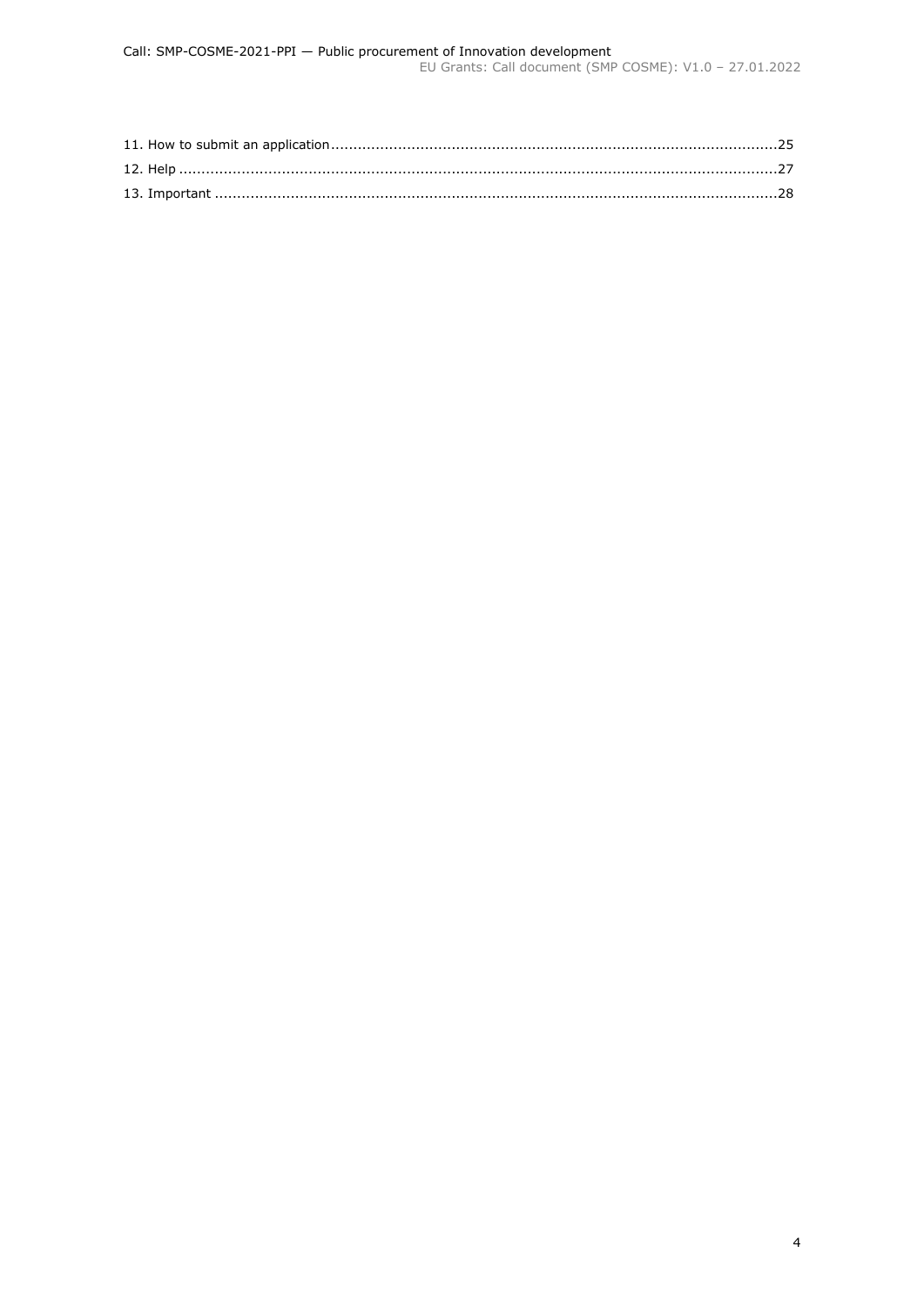11. How to submit an application.....................................................................................................25
12. Help ......................................................................................................................................27
13. Important .............................................................................................................................28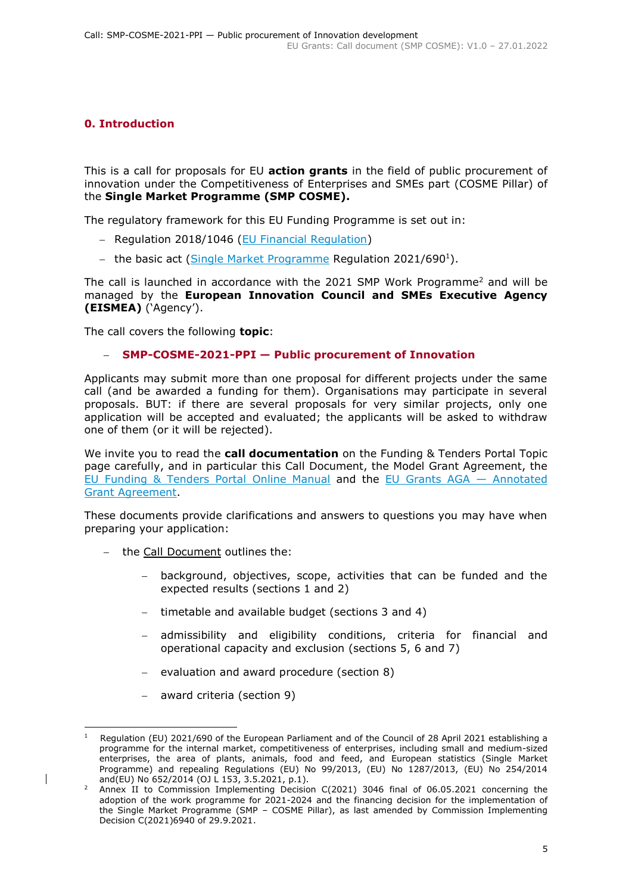## 0. Introduction

This is a call for proposals for EU **action grants** in the field of public procurement of innovation under the Competitiveness of Enterprises and SMEs part (COSME Pillar) of the **Single Market Programme (SMP COSME).**

The regulatory framework for this EU Funding Programme is set out in:

- Regulation 2018/1046 (EU Financial Regulation)
- the basic act (Single Market Programme Regulation 2021/690[1]).

The call is launched in accordance with the 2021 SMP Work Programme[2] and will be managed by the **European Innovation Council and SMEs Executive Agency (EISMEA)** ('Agency').

The call covers the following **topic**:

- **SMP-COSME-2021-PPI — Public procurement of Innovation**

Applicants may submit more than one proposal for different projects under the same call (and be awarded a funding for them). Organisations may participate in several proposals. BUT: if there are several proposals for very similar projects, only one application will be accepted and evaluated; the applicants will be asked to withdraw one of them (or it will be rejected).

We invite you to read the **call documentation** on the Funding & Tenders Portal Topic page carefully, and in particular this Call Document, the Model Grant Agreement, the EU Funding & Tenders Portal Online Manual and the EU Grants AGA — Annotated Grant Agreement.

These documents provide clarifications and answers to questions you may have when preparing your application:

- the Call Document outlines the:
  - background, objectives, scope, activities that can be funded and the expected results (sections 1 and 2)
  - timetable and available budget (sections 3 and 4)
  - admissibility and eligibility conditions, criteria for financial and operational capacity and exclusion (sections 5, 6 and 7)
  - evaluation and award procedure (section 8)
  - award criteria (section 9)

---

[1] Regulation (EU) 2021/690 of the European Parliament and of the Council of 28 April 2021 establishing a programme for the internal market, competitiveness of enterprises, including small and medium-sized enterprises, the area of plants, animals, food and feed, and European statistics (Single Market Programme) and repealing Regulations (EU) No 99/2013, (EU) No 1287/2013, (EU) No 254/2014 and(EU) No 652/2014 (OJ L 153, 3.5.2021, p.1).

[2] Annex II to Commission Implementing Decision C(2021) 3046 final of 06.05.2021 concerning the adoption of the work programme for 2021-2024 and the financing decision for the implementation of the Single Market Programme (SMP – COSME Pillar), as last amended by Commission Implementing Decision C(2021)6940 of 29.9.2021.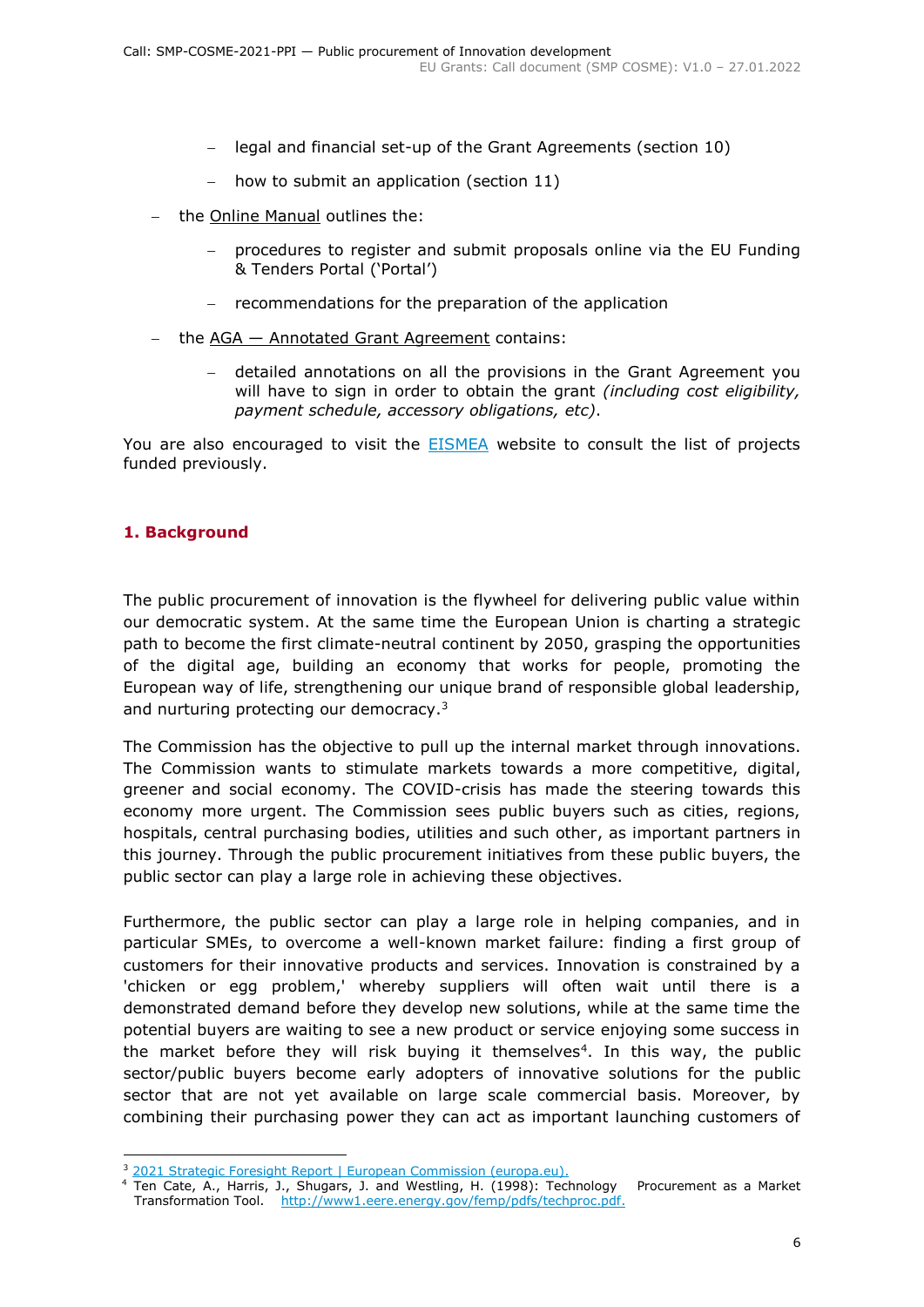- legal and financial set-up of the Grant Agreements (section 10)
  - how to submit an application (section 11)
- the Online Manual outlines the:
  - procedures to register and submit proposals online via the EU Funding & Tenders Portal ('Portal')
  - recommendations for the preparation of the application
- the AGA — Annotated Grant Agreement contains:
  - detailed annotations on all the provisions in the Grant Agreement you will have to sign in order to obtain the grant *(including cost eligibility, payment schedule, accessory obligations, etc)*.

You are also encouraged to visit the EISMEA website to consult the list of projects funded previously.

## 1. Background

The public procurement of innovation is the flywheel for delivering public value within our democratic system. At the same time the European Union is charting a strategic path to become the first climate-neutral continent by 2050, grasping the opportunities of the digital age, building an economy that works for people, promoting the European way of life, strengthening our unique brand of responsible global leadership, and nurturing protecting our democracy.[3]

The Commission has the objective to pull up the internal market through innovations. The Commission wants to stimulate markets towards a more competitive, digital, greener and social economy. The COVID-crisis has made the steering towards this economy more urgent. The Commission sees public buyers such as cities, regions, hospitals, central purchasing bodies, utilities and such other, as important partners in this journey. Through the public procurement initiatives from these public buyers, the public sector can play a large role in achieving these objectives.

Furthermore, the public sector can play a large role in helping companies, and in particular SMEs, to overcome a well-known market failure: finding a first group of customers for their innovative products and services. Innovation is constrained by a 'chicken or egg problem,' whereby suppliers will often wait until there is a demonstrated demand before they develop new solutions, while at the same time the potential buyers are waiting to see a new product or service enjoying some success in the market before they will risk buying it themselves[4]. In this way, the public sector/public buyers become early adopters of innovative solutions for the public sector that are not yet available on large scale commercial basis. Moreover, by combining their purchasing power they can act as important launching customers of

---

[3] 2021 Strategic Foresight Report | European Commission (europa.eu).

[4] Ten Cate, A., Harris, J., Shugars, J. and Westling, H. (1998): Technology Procurement as a Market Transformation Tool. http://www1.eere.energy.gov/femp/pdfs/techproc.pdf.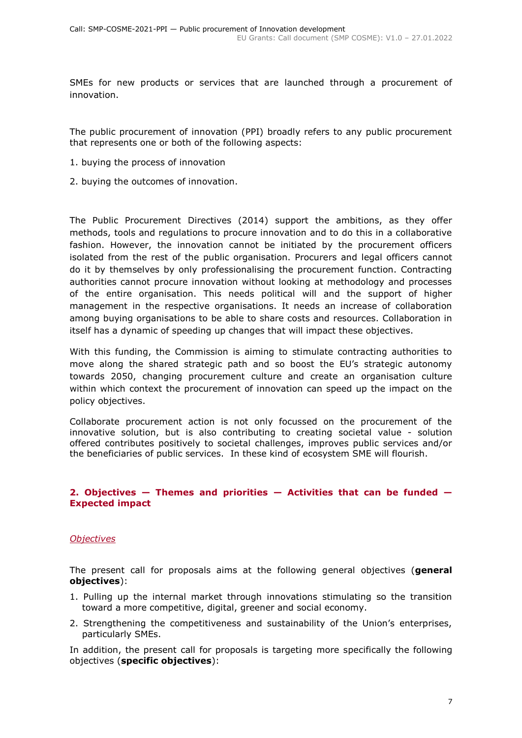SMEs for new products or services that are launched through a procurement of innovation.

The public procurement of innovation (PPI) broadly refers to any public procurement that represents one or both of the following aspects:

1. buying the process of innovation
2. buying the outcomes of innovation.

The Public Procurement Directives (2014) support the ambitions, as they offer methods, tools and regulations to procure innovation and to do this in a collaborative fashion. However, the innovation cannot be initiated by the procurement officers isolated from the rest of the public organisation. Procurers and legal officers cannot do it by themselves by only professionalising the procurement function. Contracting authorities cannot procure innovation without looking at methodology and processes of the entire organisation. This needs political will and the support of higher management in the respective organisations. It needs an increase of collaboration among buying organisations to be able to share costs and resources. Collaboration in itself has a dynamic of speeding up changes that will impact these objectives.

With this funding, the Commission is aiming to stimulate contracting authorities to move along the shared strategic path and so boost the EU's strategic autonomy towards 2050, changing procurement culture and create an organisation culture within which context the procurement of innovation can speed up the impact on the policy objectives.

Collaborate procurement action is not only focussed on the procurement of the innovative solution, but is also contributing to creating societal value - solution offered contributes positively to societal challenges, improves public services and/or the beneficiaries of public services. In these kind of ecosystem SME will flourish.

## 2. Objectives — Themes and priorities — Activities that can be funded — Expected impact

### *Objectives*

The present call for proposals aims at the following general objectives (**general objectives**):

1. Pulling up the internal market through innovations stimulating so the transition toward a more competitive, digital, greener and social economy.
2. Strengthening the competitiveness and sustainability of the Union's enterprises, particularly SMEs.

In addition, the present call for proposals is targeting more specifically the following objectives (**specific objectives**):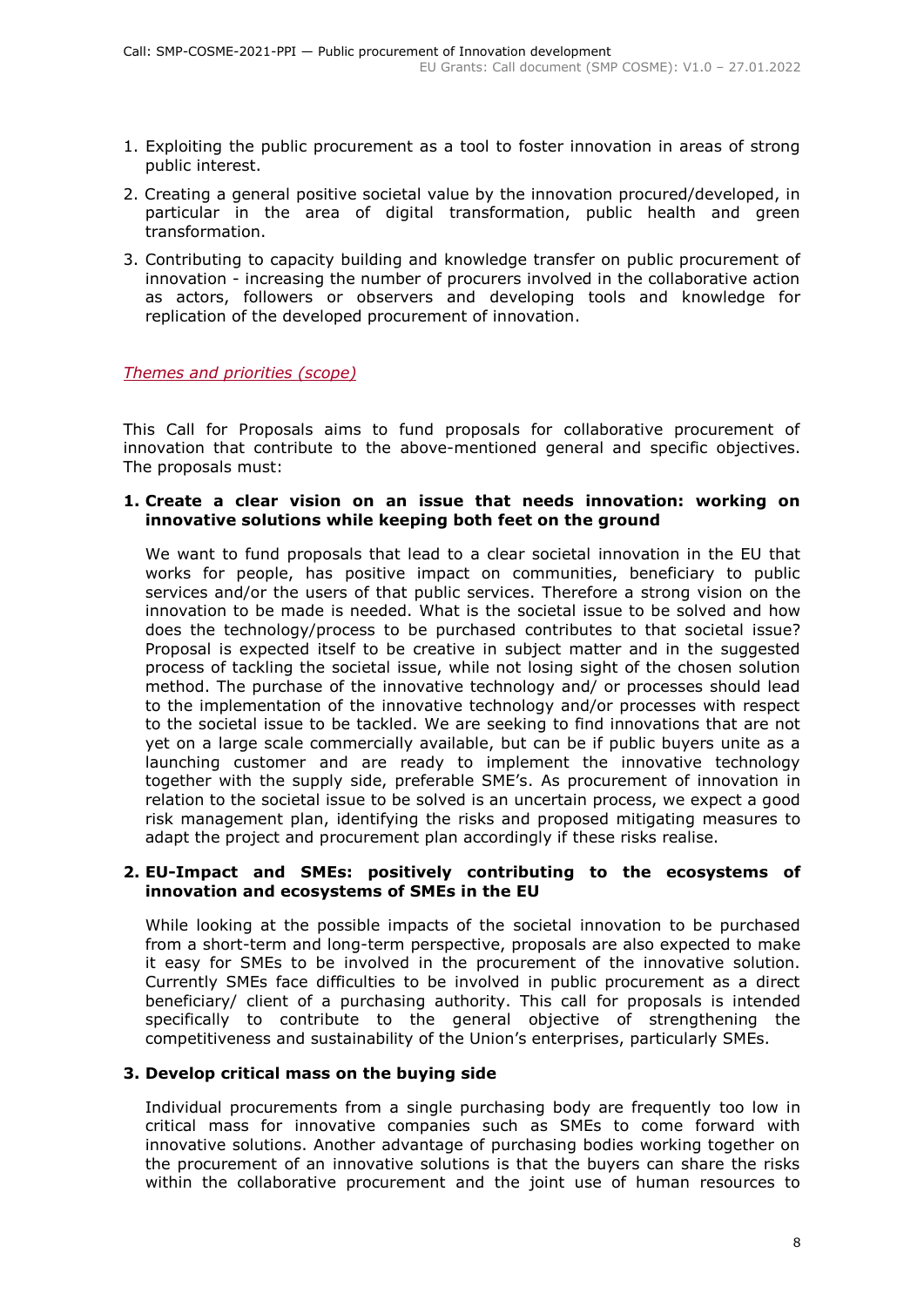1. Exploiting the public procurement as a tool to foster innovation in areas of strong public interest.
2. Creating a general positive societal value by the innovation procured/developed, in particular in the area of digital transformation, public health and green transformation.
3. Contributing to capacity building and knowledge transfer on public procurement of innovation - increasing the number of procurers involved in the collaborative action as actors, followers or observers and developing tools and knowledge for replication of the developed procurement of innovation.

*Themes and priorities (scope)*

This Call for Proposals aims to fund proposals for collaborative procurement of innovation that contribute to the above-mentioned general and specific objectives. The proposals must:

1. **Create a clear vision on an issue that needs innovation: working on innovative solutions while keeping both feet on the ground**

   We want to fund proposals that lead to a clear societal innovation in the EU that works for people, has positive impact on communities, beneficiary to public services and/or the users of that public services. Therefore a strong vision on the innovation to be made is needed. What is the societal issue to be solved and how does the technology/process to be purchased contributes to that societal issue? Proposal is expected itself to be creative in subject matter and in the suggested process of tackling the societal issue, while not losing sight of the chosen solution method. The purchase of the innovative technology and/ or processes should lead to the implementation of the innovative technology and/or processes with respect to the societal issue to be tackled. We are seeking to find innovations that are not yet on a large scale commercially available, but can be if public buyers unite as a launching customer and are ready to implement the innovative technology together with the supply side, preferable SME's. As procurement of innovation in relation to the societal issue to be solved is an uncertain process, we expect a good risk management plan, identifying the risks and proposed mitigating measures to adapt the project and procurement plan accordingly if these risks realise.

2. **EU-Impact and SMEs: positively contributing to the ecosystems of innovation and ecosystems of SMEs in the EU**

   While looking at the possible impacts of the societal innovation to be purchased from a short-term and long-term perspective, proposals are also expected to make it easy for SMEs to be involved in the procurement of the innovative solution. Currently SMEs face difficulties to be involved in public procurement as a direct beneficiary/ client of a purchasing authority. This call for proposals is intended specifically to contribute to the general objective of strengthening the competitiveness and sustainability of the Union's enterprises, particularly SMEs.

3. **Develop critical mass on the buying side**

   Individual procurements from a single purchasing body are frequently too low in critical mass for innovative companies such as SMEs to come forward with innovative solutions. Another advantage of purchasing bodies working together on the procurement of an innovative solutions is that the buyers can share the risks within the collaborative procurement and the joint use of human resources to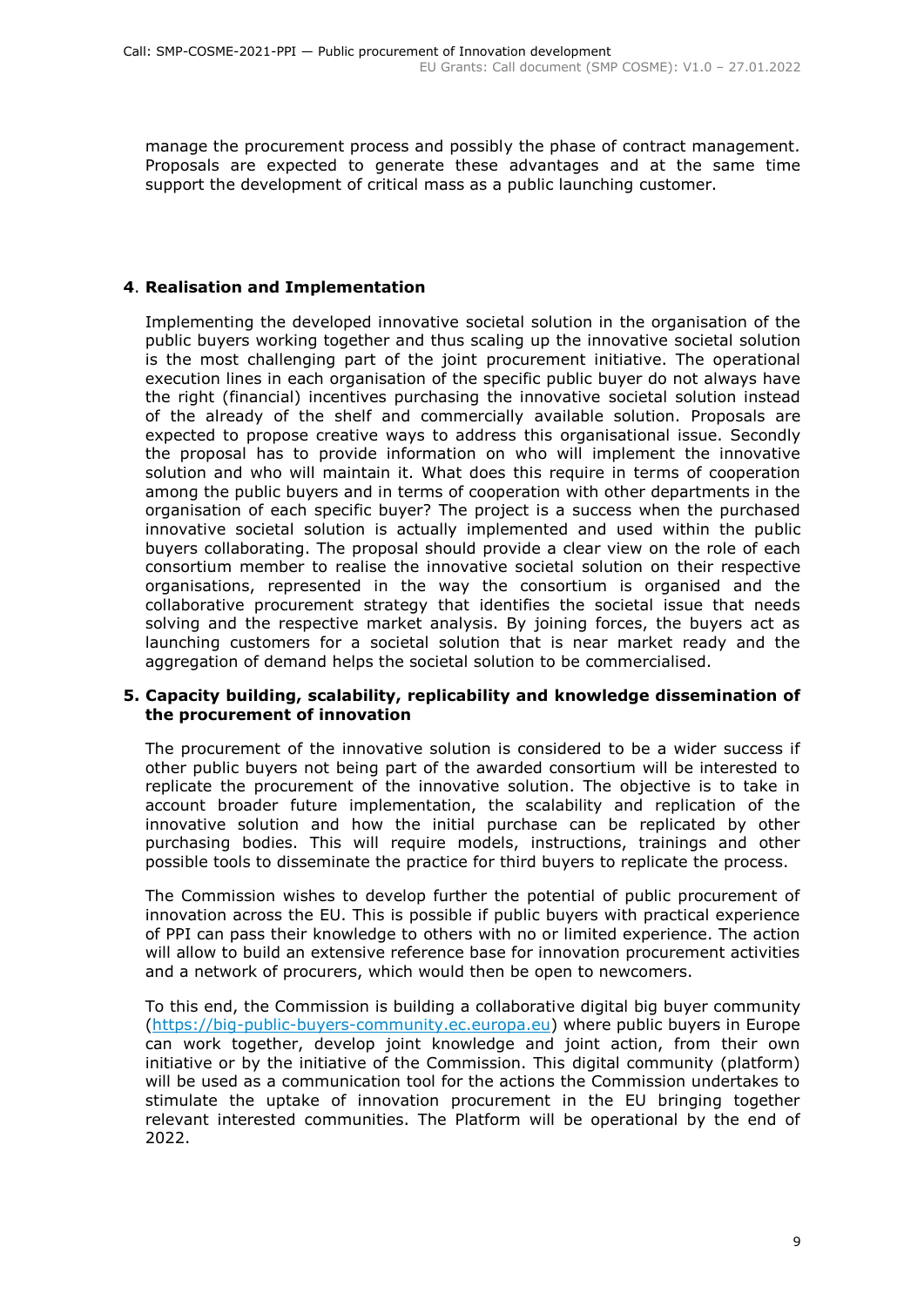manage the procurement process and possibly the phase of contract management. Proposals are expected to generate these advantages and at the same time support the development of critical mass as a public launching customer.

#### 4. Realisation and Implementation

Implementing the developed innovative societal solution in the organisation of the public buyers working together and thus scaling up the innovative societal solution is the most challenging part of the joint procurement initiative. The operational execution lines in each organisation of the specific public buyer do not always have the right (financial) incentives purchasing the innovative societal solution instead of the already of the shelf and commercially available solution. Proposals are expected to propose creative ways to address this organisational issue. Secondly the proposal has to provide information on who will implement the innovative solution and who will maintain it. What does this require in terms of cooperation among the public buyers and in terms of cooperation with other departments in the organisation of each specific buyer? The project is a success when the purchased innovative societal solution is actually implemented and used within the public buyers collaborating. The proposal should provide a clear view on the role of each consortium member to realise the innovative societal solution on their respective organisations, represented in the way the consortium is organised and the collaborative procurement strategy that identifies the societal issue that needs solving and the respective market analysis. By joining forces, the buyers act as launching customers for a societal solution that is near market ready and the aggregation of demand helps the societal solution to be commercialised.

#### 5. Capacity building, scalability, replicability and knowledge dissemination of the procurement of innovation

The procurement of the innovative solution is considered to be a wider success if other public buyers not being part of the awarded consortium will be interested to replicate the procurement of the innovative solution. The objective is to take in account broader future implementation, the scalability and replication of the innovative solution and how the initial purchase can be replicated by other purchasing bodies. This will require models, instructions, trainings and other possible tools to disseminate the practice for third buyers to replicate the process.

The Commission wishes to develop further the potential of public procurement of innovation across the EU. This is possible if public buyers with practical experience of PPI can pass their knowledge to others with no or limited experience. The action will allow to build an extensive reference base for innovation procurement activities and a network of procurers, which would then be open to newcomers.

To this end, the Commission is building a collaborative digital big buyer community (https://big-public-buyers-community.ec.europa.eu) where public buyers in Europe can work together, develop joint knowledge and joint action, from their own initiative or by the initiative of the Commission. This digital community (platform) will be used as a communication tool for the actions the Commission undertakes to stimulate the uptake of innovation procurement in the EU bringing together relevant interested communities. The Platform will be operational by the end of 2022.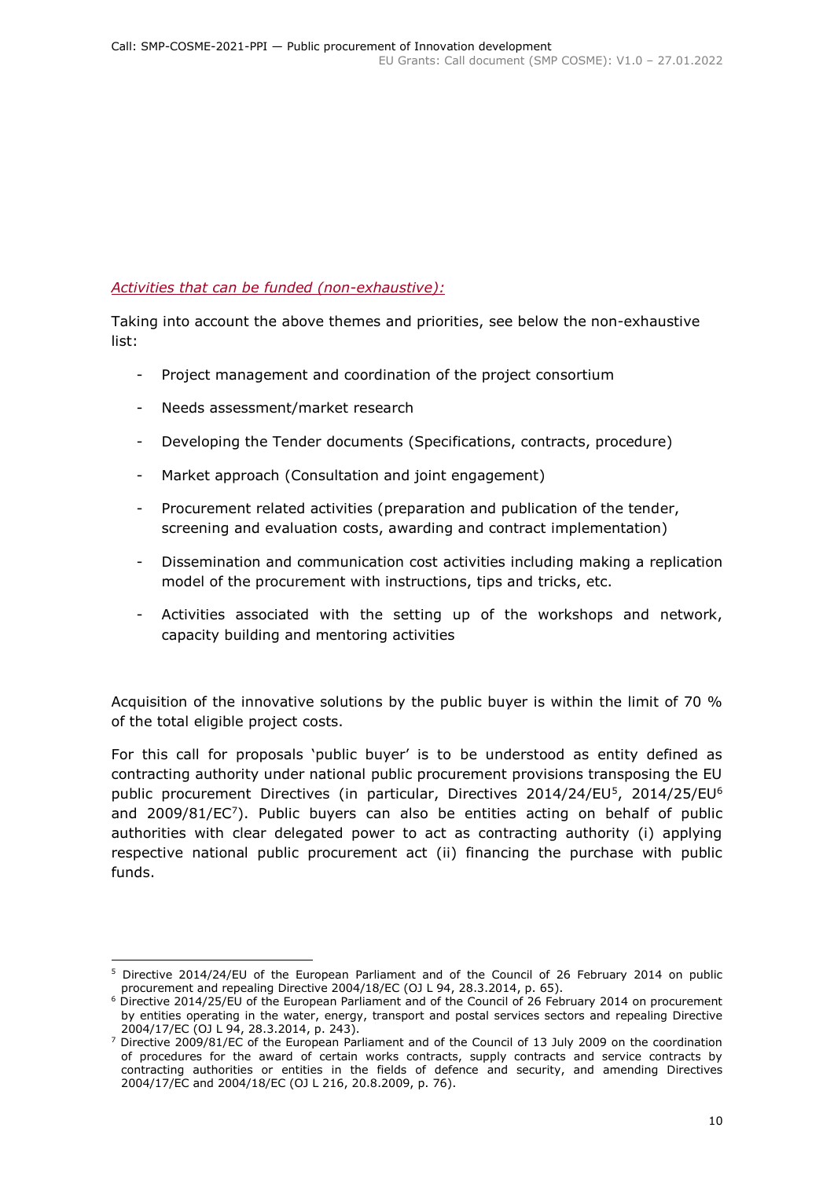*Activities that can be funded (non-exhaustive):*

Taking into account the above themes and priorities, see below the non-exhaustive list:

- Project management and coordination of the project consortium
- Needs assessment/market research
- Developing the Tender documents (Specifications, contracts, procedure)
- Market approach (Consultation and joint engagement)
- Procurement related activities (preparation and publication of the tender, screening and evaluation costs, awarding and contract implementation)
- Dissemination and communication cost activities including making a replication model of the procurement with instructions, tips and tricks, etc.
- Activities associated with the setting up of the workshops and network, capacity building and mentoring activities

Acquisition of the innovative solutions by the public buyer is within the limit of 70 % of the total eligible project costs.

For this call for proposals 'public buyer' is to be understood as entity defined as contracting authority under national public procurement provisions transposing the EU public procurement Directives (in particular, Directives 2014/24/EU[5], 2014/25/EU[6] and 2009/81/EC[7]). Public buyers can also be entities acting on behalf of public authorities with clear delegated power to act as contracting authority (i) applying respective national public procurement act (ii) financing the purchase with public funds.

---

[5] Directive 2014/24/EU of the European Parliament and of the Council of 26 February 2014 on public procurement and repealing Directive 2004/18/EC (OJ L 94, 28.3.2014, p. 65).

[6] Directive 2014/25/EU of the European Parliament and of the Council of 26 February 2014 on procurement by entities operating in the water, energy, transport and postal services sectors and repealing Directive 2004/17/EC (OJ L 94, 28.3.2014, p. 243).

[7] Directive 2009/81/EC of the European Parliament and of the Council of 13 July 2009 on the coordination of procedures for the award of certain works contracts, supply contracts and service contracts by contracting authorities or entities in the fields of defence and security, and amending Directives 2004/17/EC and 2004/18/EC (OJ L 216, 20.8.2009, p. 76).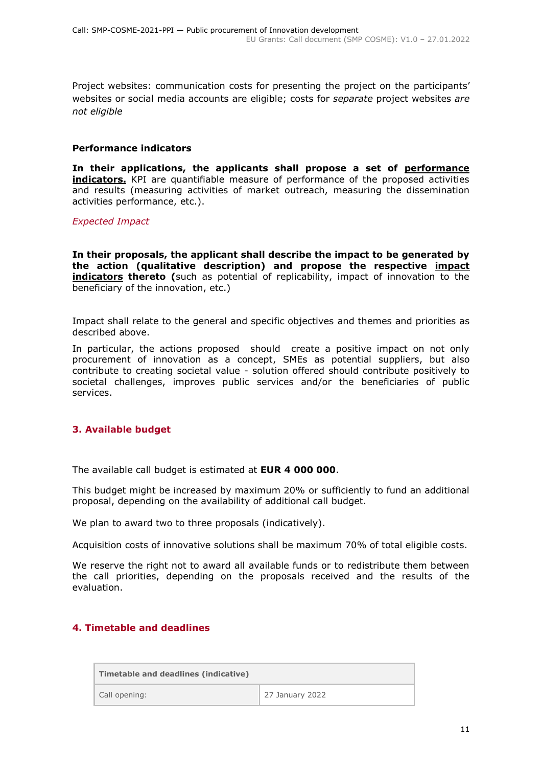Project websites: communication costs for presenting the project on the participants' websites or social media accounts are eligible; costs for *separate* project websites *are not eligible*

**Performance indicators**

**In their applications, the applicants shall propose a set of <u>performance indicators.</u>** KPI are quantifiable measure of performance of the proposed activities and results (measuring activities of market outreach, measuring the dissemination activities performance, etc.).

*Expected Impact*

**In their proposals, the applicant shall describe the impact to be generated by the action (qualitative description) and propose the respective <u>impact indicators</u> thereto (**such as potential of replicability, impact of innovation to the beneficiary of the innovation, etc.)

Impact shall relate to the general and specific objectives and themes and priorities as described above.

In particular, the actions proposed should create a positive impact on not only procurement of innovation as a concept, SMEs as potential suppliers, but also contribute to creating societal value - solution offered should contribute positively to societal challenges, improves public services and/or the beneficiaries of public services.

## 3. Available budget

The available call budget is estimated at **EUR 4 000 000**.

This budget might be increased by maximum 20% or sufficiently to fund an additional proposal, depending on the availability of additional call budget.

We plan to award two to three proposals (indicatively).

Acquisition costs of innovative solutions shall be maximum 70% of total eligible costs.

We reserve the right not to award all available funds or to redistribute them between the call priorities, depending on the proposals received and the results of the evaluation.

## 4. Timetable and deadlines

| **Timetable and deadlines (indicative)** | |
|---|---|
| Call opening: | 27 January 2022 |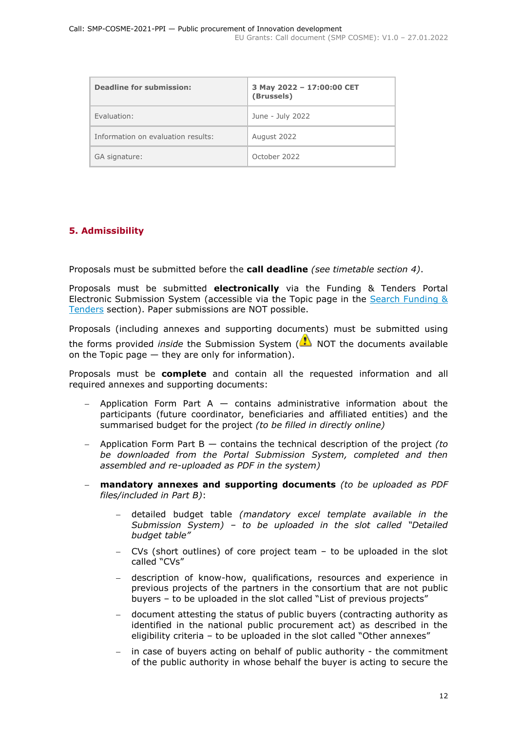| **Deadline for submission:** | **3 May 2022 – 17:00:00 CET (Brussels)** |
|---|---|
| Evaluation: | June - July 2022 |
| Information on evaluation results: | August 2022 |
| GA signature: | October 2022 |

## 5. Admissibility

Proposals must be submitted before the **call deadline** *(see timetable section 4)*.

Proposals must be submitted **electronically** via the Funding & Tenders Portal Electronic Submission System (accessible via the Topic page in the Search Funding & Tenders section). Paper submissions are NOT possible.

Proposals (including annexes and supporting documents) must be submitted using the forms provided *inside* the Submission System (⚠ NOT the documents available on the Topic page — they are only for information).

Proposals must be **complete** and contain all the requested information and all required annexes and supporting documents:

- Application Form Part A — contains administrative information about the participants (future coordinator, beneficiaries and affiliated entities) and the summarised budget for the project *(to be filled in directly online)*
- Application Form Part B — contains the technical description of the project *(to be downloaded from the Portal Submission System, completed and then assembled and re-uploaded as PDF in the system)*
- **mandatory annexes and supporting documents** *(to be uploaded as PDF files/included in Part B)*:
  - detailed budget table *(mandatory excel template available in the Submission System) – to be uploaded in the slot called "Detailed budget table"*
  - CVs (short outlines) of core project team – to be uploaded in the slot called "CVs"
  - description of know-how, qualifications, resources and experience in previous projects of the partners in the consortium that are not public buyers – to be uploaded in the slot called "List of previous projects"
  - document attesting the status of public buyers (contracting authority as identified in the national public procurement act) as described in the eligibility criteria – to be uploaded in the slot called "Other annexes"
  - in case of buyers acting on behalf of public authority - the commitment of the public authority in whose behalf the buyer is acting to secure the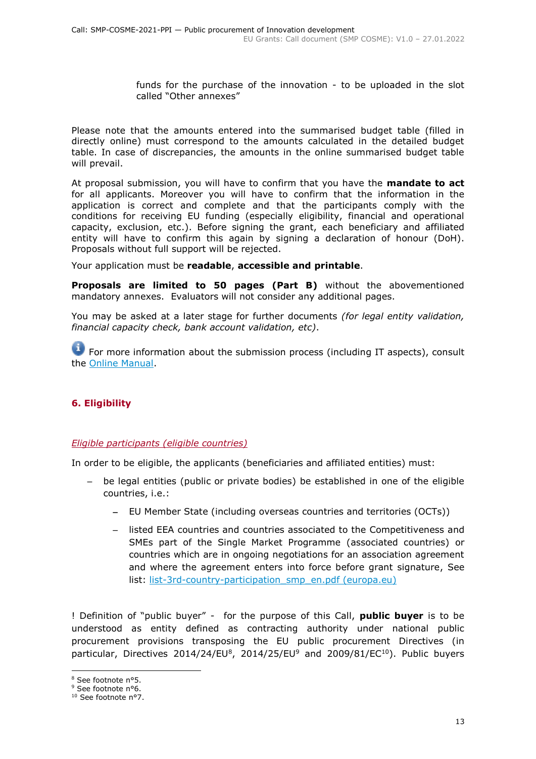funds for the purchase of the innovation - to be uploaded in the slot called "Other annexes"

Please note that the amounts entered into the summarised budget table (filled in directly online) must correspond to the amounts calculated in the detailed budget table. In case of discrepancies, the amounts in the online summarised budget table will prevail.

At proposal submission, you will have to confirm that you have the **mandate to act** for all applicants. Moreover you will have to confirm that the information in the application is correct and complete and that the participants comply with the conditions for receiving EU funding (especially eligibility, financial and operational capacity, exclusion, etc.). Before signing the grant, each beneficiary and affiliated entity will have to confirm this again by signing a declaration of honour (DoH). Proposals without full support will be rejected.

Your application must be **readable**, **accessible and printable**.

**Proposals are limited to 50 pages (Part B)** without the abovementioned mandatory annexes. Evaluators will not consider any additional pages.

You may be asked at a later stage for further documents *(for legal entity validation, financial capacity check, bank account validation, etc)*.

For more information about the submission process (including IT aspects), consult the Online Manual.

## 6. Eligibility

*Eligible participants (eligible countries)*

In order to be eligible, the applicants (beneficiaries and affiliated entities) must:

- be legal entities (public or private bodies) be established in one of the eligible countries, i.e.:
  - EU Member State (including overseas countries and territories (OCTs))
  - listed EEA countries and countries associated to the Competitiveness and SMEs part of the Single Market Programme (associated countries) or countries which are in ongoing negotiations for an association agreement and where the agreement enters into force before grant signature, See list: list-3rd-country-participation_smp_en.pdf (europa.eu)

! Definition of "public buyer" - for the purpose of this Call, **public buyer** is to be understood as entity defined as contracting authority under national public procurement provisions transposing the EU public procurement Directives (in particular, Directives 2014/24/EU[8], 2014/25/EU[9] and 2009/81/EC[10]). Public buyers

[8] See footnote n°5.
[9] See footnote n°6.
[10] See footnote n°7.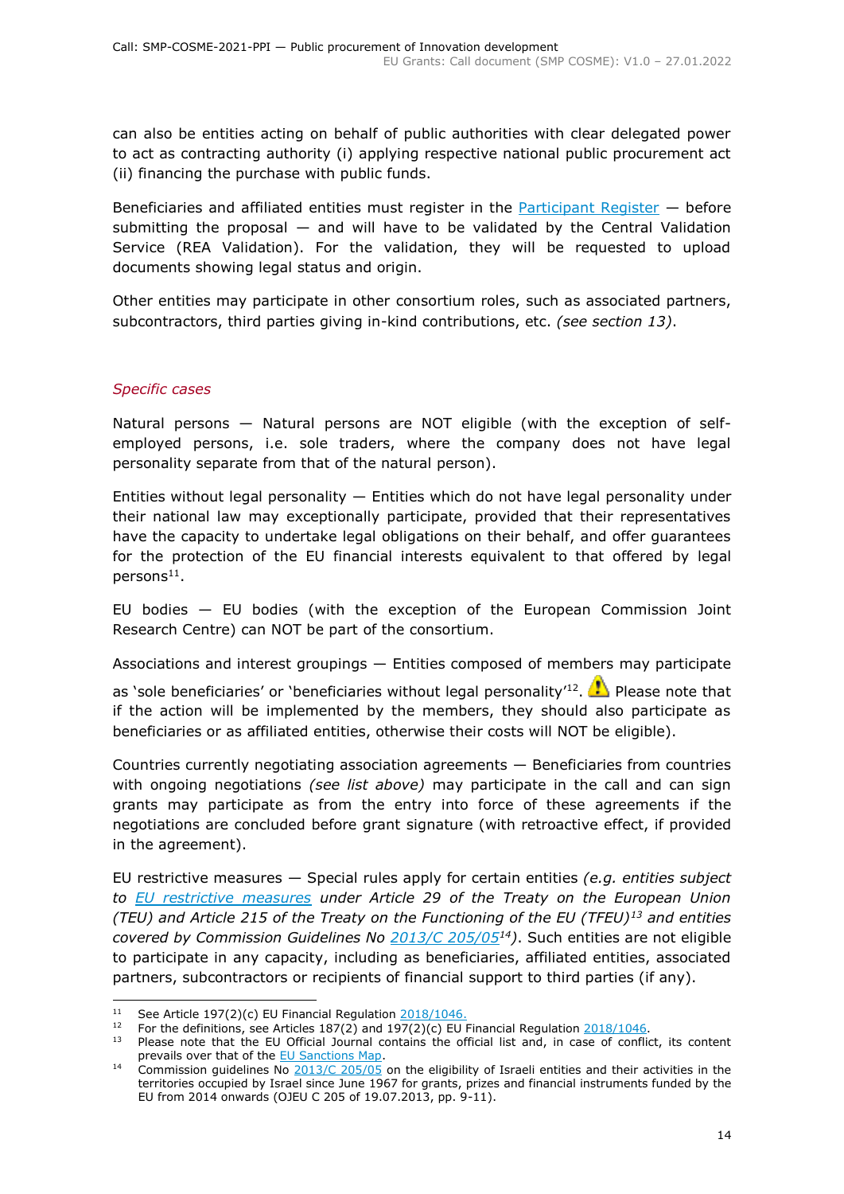can also be entities acting on behalf of public authorities with clear delegated power to act as contracting authority (i) applying respective national public procurement act (ii) financing the purchase with public funds.

Beneficiaries and affiliated entities must register in the [Participant Register](#) — before submitting the proposal — and will have to be validated by the Central Validation Service (REA Validation). For the validation, they will be requested to upload documents showing legal status and origin.

Other entities may participate in other consortium roles, such as associated partners, subcontractors, third parties giving in-kind contributions, etc. *(see section 13)*.

*Specific cases*

Natural persons — Natural persons are NOT eligible (with the exception of self-employed persons, i.e. sole traders, where the company does not have legal personality separate from that of the natural person).

Entities without legal personality — Entities which do not have legal personality under their national law may exceptionally participate, provided that their representatives have the capacity to undertake legal obligations on their behalf, and offer guarantees for the protection of the EU financial interests equivalent to that offered by legal persons[11].

EU bodies — EU bodies (with the exception of the European Commission Joint Research Centre) can NOT be part of the consortium.

Associations and interest groupings — Entities composed of members may participate as 'sole beneficiaries' or 'beneficiaries without legal personality'[12]. ⚠ Please note that if the action will be implemented by the members, they should also participate as beneficiaries or as affiliated entities, otherwise their costs will NOT be eligible).

Countries currently negotiating association agreements — Beneficiaries from countries with ongoing negotiations *(see list above)* may participate in the call and can sign grants may participate as from the entry into force of these agreements if the negotiations are concluded before grant signature (with retroactive effect, if provided in the agreement).

EU restrictive measures — Special rules apply for certain entities *(e.g. entities subject to [EU restrictive measures](#) under Article 29 of the Treaty on the European Union (TEU) and Article 215 of the Treaty on the Functioning of the EU (TFEU)[13] and entities covered by Commission Guidelines No [2013/C 205/05](#)[14])*. Such entities are not eligible to participate in any capacity, including as beneficiaries, affiliated entities, associated partners, subcontractors or recipients of financial support to third parties (if any).

---

[11] See Article 197(2)(c) EU Financial Regulation [2018/1046.](#)

[12] For the definitions, see Articles 187(2) and 197(2)(c) EU Financial Regulation [2018/1046](#).

[13] Please note that the EU Official Journal contains the official list and, in case of conflict, its content prevails over that of the [EU Sanctions Map](#).

[14] Commission guidelines No [2013/C 205/05](#) on the eligibility of Israeli entities and their activities in the territories occupied by Israel since June 1967 for grants, prizes and financial instruments funded by the EU from 2014 onwards (OJEU C 205 of 19.07.2013, pp. 9-11).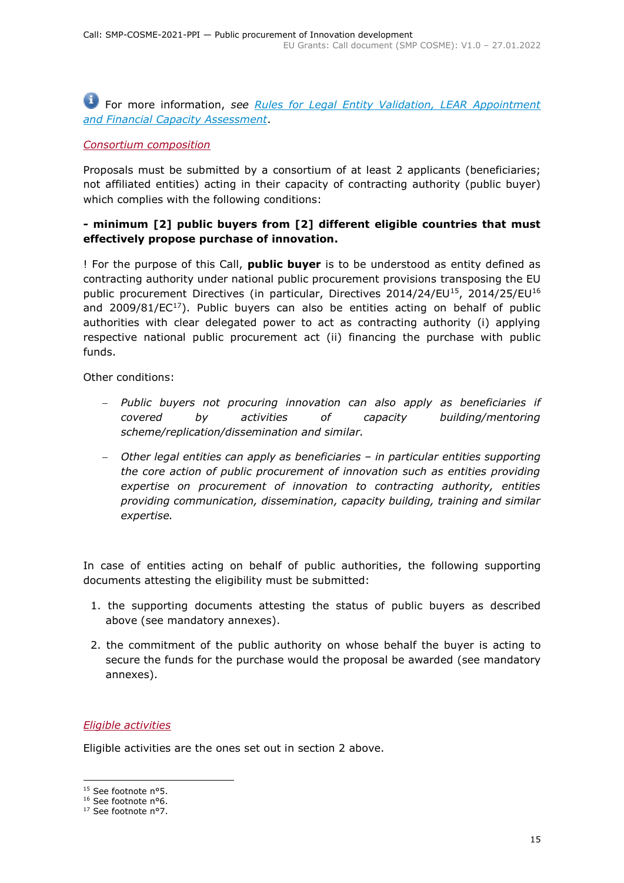For more information, *see* [*Rules for Legal Entity Validation, LEAR Appointment and Financial Capacity Assessment*](#).

*Consortium composition*

Proposals must be submitted by a consortium of at least 2 applicants (beneficiaries; not affiliated entities) acting in their capacity of contracting authority (public buyer) which complies with the following conditions:

**- minimum [2] public buyers from [2] different eligible countries that must effectively propose purchase of innovation.**

! For the purpose of this Call, **public buyer** is to be understood as entity defined as contracting authority under national public procurement provisions transposing the EU public procurement Directives (in particular, Directives 2014/24/EU[15], 2014/25/EU[16] and 2009/81/EC[17]). Public buyers can also be entities acting on behalf of public authorities with clear delegated power to act as contracting authority (i) applying respective national public procurement act (ii) financing the purchase with public funds.

Other conditions:

- *Public buyers not procuring innovation can also apply as beneficiaries if covered by activities of capacity building/mentoring scheme/replication/dissemination and similar.*
- *Other legal entities can apply as beneficiaries – in particular entities supporting the core action of public procurement of innovation such as entities providing expertise on procurement of innovation to contracting authority, entities providing communication, dissemination, capacity building, training and similar expertise.*

In case of entities acting on behalf of public authorities, the following supporting documents attesting the eligibility must be submitted:

1. the supporting documents attesting the status of public buyers as described above (see mandatory annexes).
2. the commitment of the public authority on whose behalf the buyer is acting to secure the funds for the purchase would the proposal be awarded (see mandatory annexes).

*Eligible activities*

Eligible activities are the ones set out in section 2 above.

[15] See footnote n°5.
[16] See footnote n°6.
[17] See footnote n°7.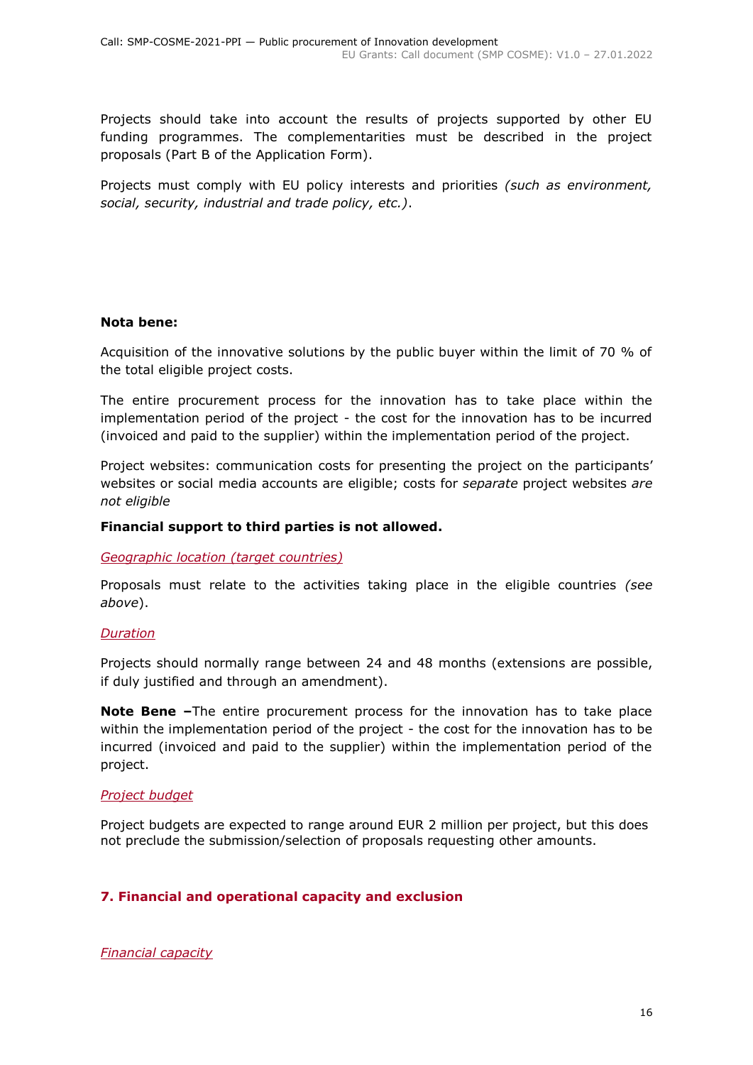Projects should take into account the results of projects supported by other EU funding programmes. The complementarities must be described in the project proposals (Part B of the Application Form).

Projects must comply with EU policy interests and priorities *(such as environment, social, security, industrial and trade policy, etc.)*.

**Nota bene:**

Acquisition of the innovative solutions by the public buyer within the limit of 70 % of the total eligible project costs.

The entire procurement process for the innovation has to take place within the implementation period of the project - the cost for the innovation has to be incurred (invoiced and paid to the supplier) within the implementation period of the project.

Project websites: communication costs for presenting the project on the participants' websites or social media accounts are eligible; costs for *separate* project websites *are not eligible*

**Financial support to third parties is not allowed.**

*Geographic location (target countries)*

Proposals must relate to the activities taking place in the eligible countries *(see above*).

*Duration*

Projects should normally range between 24 and 48 months (extensions are possible, if duly justified and through an amendment).

**Note Bene –**The entire procurement process for the innovation has to take place within the implementation period of the project - the cost for the innovation has to be incurred (invoiced and paid to the supplier) within the implementation period of the project.

*Project budget*

Project budgets are expected to range around EUR 2 million per project, but this does not preclude the submission/selection of proposals requesting other amounts.

## 7. Financial and operational capacity and exclusion

*Financial capacity*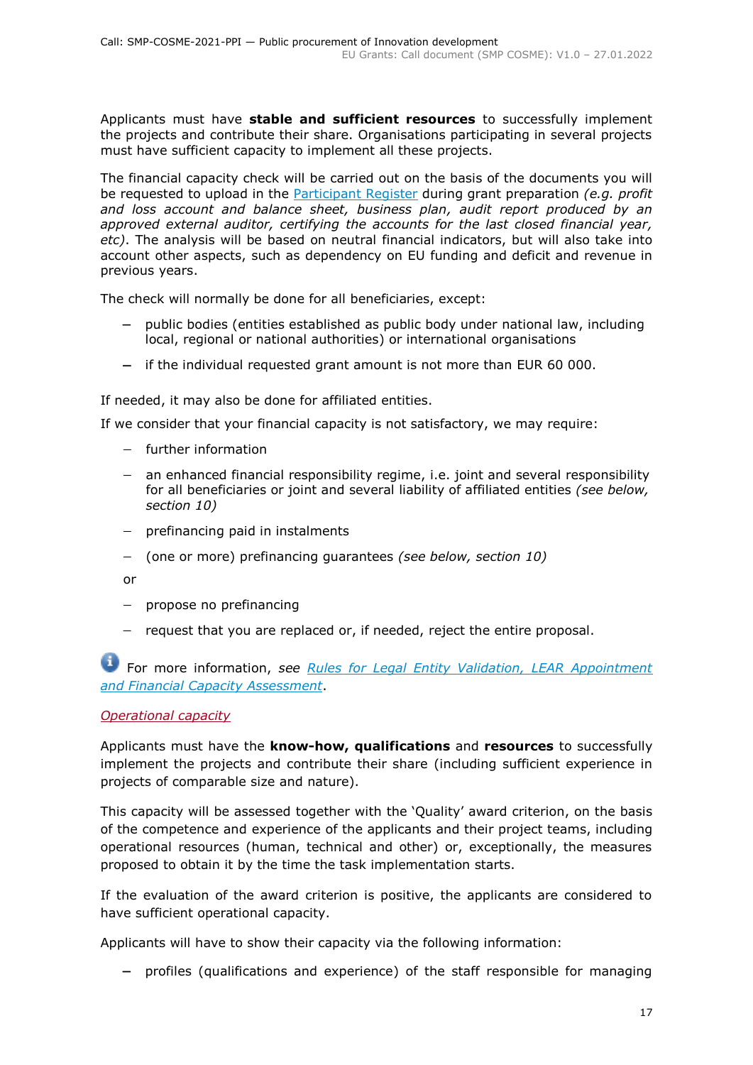Applicants must have **stable and sufficient resources** to successfully implement the projects and contribute their share. Organisations participating in several projects must have sufficient capacity to implement all these projects.

The financial capacity check will be carried out on the basis of the documents you will be requested to upload in the [Participant Register](#) during grant preparation *(e.g. profit and loss account and balance sheet, business plan, audit report produced by an approved external auditor, certifying the accounts for the last closed financial year, etc)*. The analysis will be based on neutral financial indicators, but will also take into account other aspects, such as dependency on EU funding and deficit and revenue in previous years.

The check will normally be done for all beneficiaries, except:

- public bodies (entities established as public body under national law, including local, regional or national authorities) or international organisations
- if the individual requested grant amount is not more than EUR 60 000.

If needed, it may also be done for affiliated entities.

If we consider that your financial capacity is not satisfactory, we may require:

- further information
- an enhanced financial responsibility regime, i.e. joint and several responsibility for all beneficiaries or joint and several liability of affiliated entities *(see below, section 10)*
- prefinancing paid in instalments
- (one or more) prefinancing guarantees *(see below, section 10)*

or

- propose no prefinancing
- request that you are replaced or, if needed, reject the entire proposal.

For more information, *see [Rules for Legal Entity Validation, LEAR Appointment and Financial Capacity Assessment](#)*.

*Operational capacity*

Applicants must have the **know-how, qualifications** and **resources** to successfully implement the projects and contribute their share (including sufficient experience in projects of comparable size and nature).

This capacity will be assessed together with the 'Quality' award criterion, on the basis of the competence and experience of the applicants and their project teams, including operational resources (human, technical and other) or, exceptionally, the measures proposed to obtain it by the time the task implementation starts.

If the evaluation of the award criterion is positive, the applicants are considered to have sufficient operational capacity.

Applicants will have to show their capacity via the following information:

- profiles (qualifications and experience) of the staff responsible for managing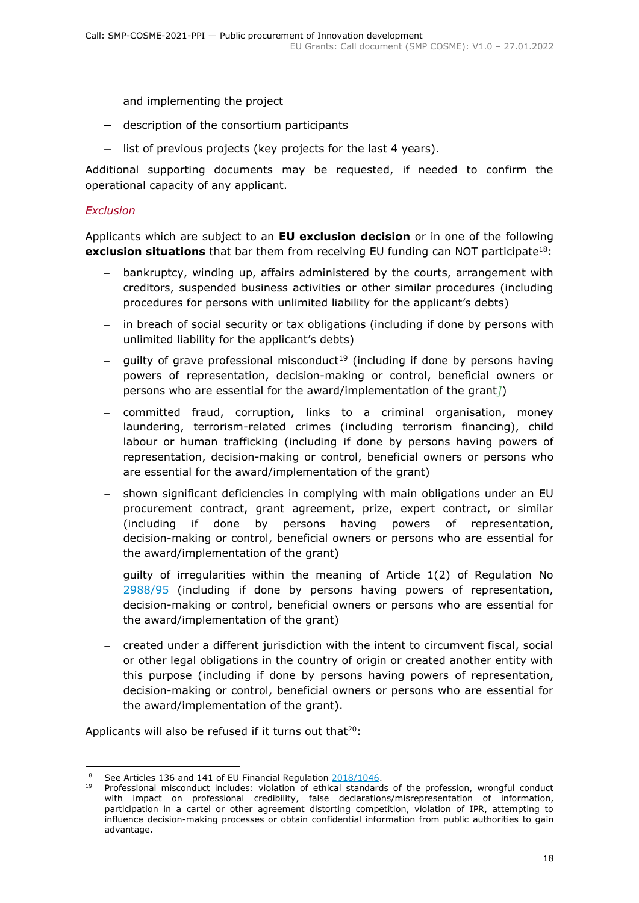and implementing the project

- description of the consortium participants
- list of previous projects (key projects for the last 4 years).

Additional supporting documents may be requested, if needed to confirm the operational capacity of any applicant.

*Exclusion*

Applicants which are subject to an **EU exclusion decision** or in one of the following **exclusion situations** that bar them from receiving EU funding can NOT participate[18]:

- bankruptcy, winding up, affairs administered by the courts, arrangement with creditors, suspended business activities or other similar procedures (including procedures for persons with unlimited liability for the applicant's debts)
- in breach of social security or tax obligations (including if done by persons with unlimited liability for the applicant's debts)
- guilty of grave professional misconduct[19] (including if done by persons having powers of representation, decision-making or control, beneficial owners or persons who are essential for the award/implementation of the grant])
- committed fraud, corruption, links to a criminal organisation, money laundering, terrorism-related crimes (including terrorism financing), child labour or human trafficking (including if done by persons having powers of representation, decision-making or control, beneficial owners or persons who are essential for the award/implementation of the grant)
- shown significant deficiencies in complying with main obligations under an EU procurement contract, grant agreement, prize, expert contract, or similar (including if done by persons having powers of representation, decision-making or control, beneficial owners or persons who are essential for the award/implementation of the grant)
- guilty of irregularities within the meaning of Article 1(2) of Regulation No 2988/95 (including if done by persons having powers of representation, decision-making or control, beneficial owners or persons who are essential for the award/implementation of the grant)
- created under a different jurisdiction with the intent to circumvent fiscal, social or other legal obligations in the country of origin or created another entity with this purpose (including if done by persons having powers of representation, decision-making or control, beneficial owners or persons who are essential for the award/implementation of the grant).

Applicants will also be refused if it turns out that[20]:

---

[18] See Articles 136 and 141 of EU Financial Regulation 2018/1046.

[19] Professional misconduct includes: violation of ethical standards of the profession, wrongful conduct with impact on professional credibility, false declarations/misrepresentation of information, participation in a cartel or other agreement distorting competition, violation of IPR, attempting to influence decision-making processes or obtain confidential information from public authorities to gain advantage.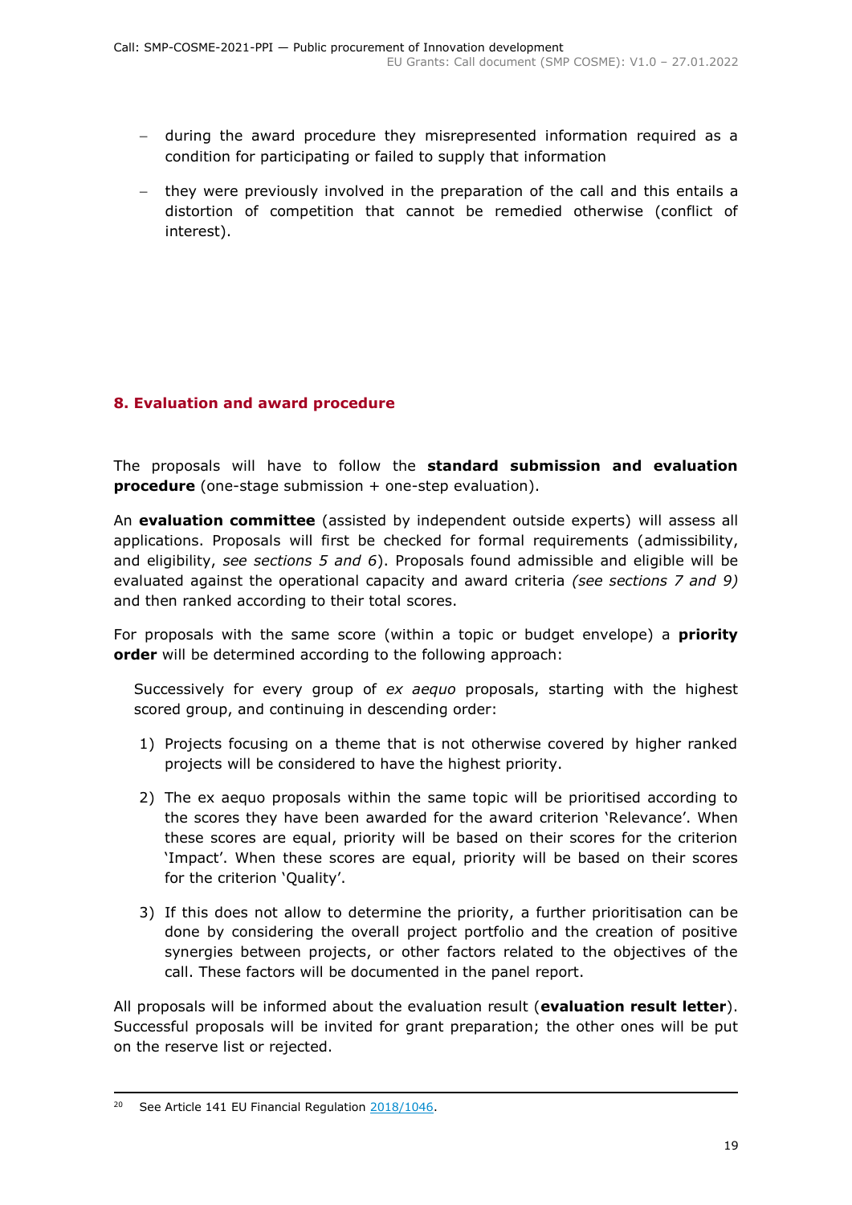- during the award procedure they misrepresented information required as a condition for participating or failed to supply that information
- they were previously involved in the preparation of the call and this entails a distortion of competition that cannot be remedied otherwise (conflict of interest).

## 8. Evaluation and award procedure

The proposals will have to follow the **standard submission and evaluation procedure** (one-stage submission + one-step evaluation).

An **evaluation committee** (assisted by independent outside experts) will assess all applications. Proposals will first be checked for formal requirements (admissibility, and eligibility, *see sections 5 and 6*). Proposals found admissible and eligible will be evaluated against the operational capacity and award criteria *(see sections 7 and 9)* and then ranked according to their total scores.

For proposals with the same score (within a topic or budget envelope) a **priority order** will be determined according to the following approach:

Successively for every group of *ex aequo* proposals, starting with the highest scored group, and continuing in descending order:

1) Projects focusing on a theme that is not otherwise covered by higher ranked projects will be considered to have the highest priority.
2) The ex aequo proposals within the same topic will be prioritised according to the scores they have been awarded for the award criterion 'Relevance'. When these scores are equal, priority will be based on their scores for the criterion 'Impact'. When these scores are equal, priority will be based on their scores for the criterion 'Quality'.
3) If this does not allow to determine the priority, a further prioritisation can be done by considering the overall project portfolio and the creation of positive synergies between projects, or other factors related to the objectives of the call. These factors will be documented in the panel report.

All proposals will be informed about the evaluation result (**evaluation result letter**). Successful proposals will be invited for grant preparation; the other ones will be put on the reserve list or rejected.

[20] See Article 141 EU Financial Regulation 2018/1046.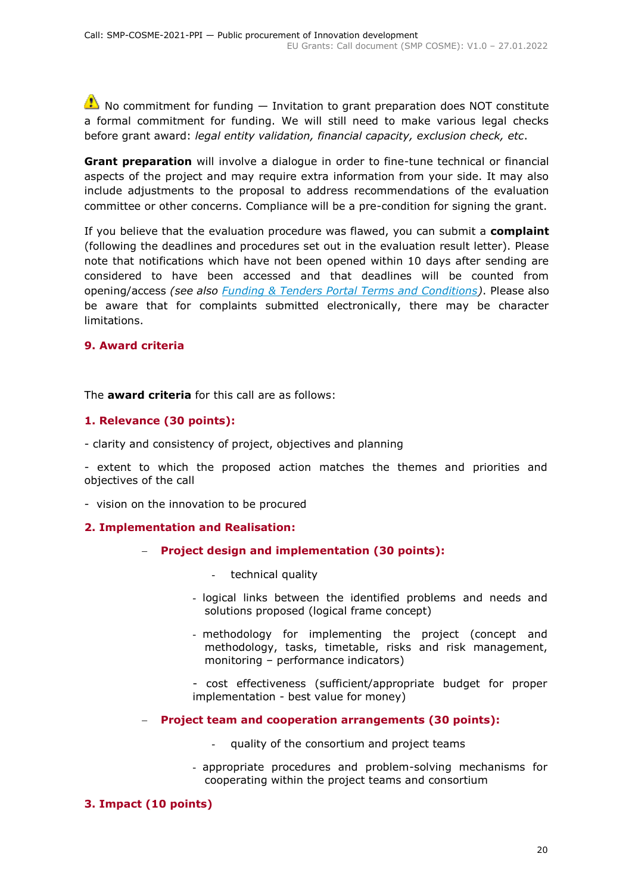⚠ No commitment for funding — Invitation to grant preparation does NOT constitute a formal commitment for funding. We will still need to make various legal checks before grant award: *legal entity validation, financial capacity, exclusion check, etc*.

**Grant preparation** will involve a dialogue in order to fine-tune technical or financial aspects of the project and may require extra information from your side. It may also include adjustments to the proposal to address recommendations of the evaluation committee or other concerns. Compliance will be a pre-condition for signing the grant.

If you believe that the evaluation procedure was flawed, you can submit a **complaint** (following the deadlines and procedures set out in the evaluation result letter). Please note that notifications which have not been opened within 10 days after sending are considered to have been accessed and that deadlines will be counted from opening/access *(see also Funding & Tenders Portal Terms and Conditions)*. Please also be aware that for complaints submitted electronically, there may be character limitations.

## 9. Award criteria

The **award criteria** for this call are as follows:

### 1. Relevance (30 points):

- clarity and consistency of project, objectives and planning
- extent to which the proposed action matches the themes and priorities and objectives of the call
- vision on the innovation to be procured

### 2. Implementation and Realisation:

- **Project design and implementation (30 points):**
  - technical quality
  - logical links between the identified problems and needs and solutions proposed (logical frame concept)
  - methodology for implementing the project (concept and methodology, tasks, timetable, risks and risk management, monitoring – performance indicators)
  - cost effectiveness (sufficient/appropriate budget for proper implementation - best value for money)
- **Project team and cooperation arrangements (30 points):**
  - quality of the consortium and project teams
  - appropriate procedures and problem-solving mechanisms for cooperating within the project teams and consortium

### 3. Impact (10 points)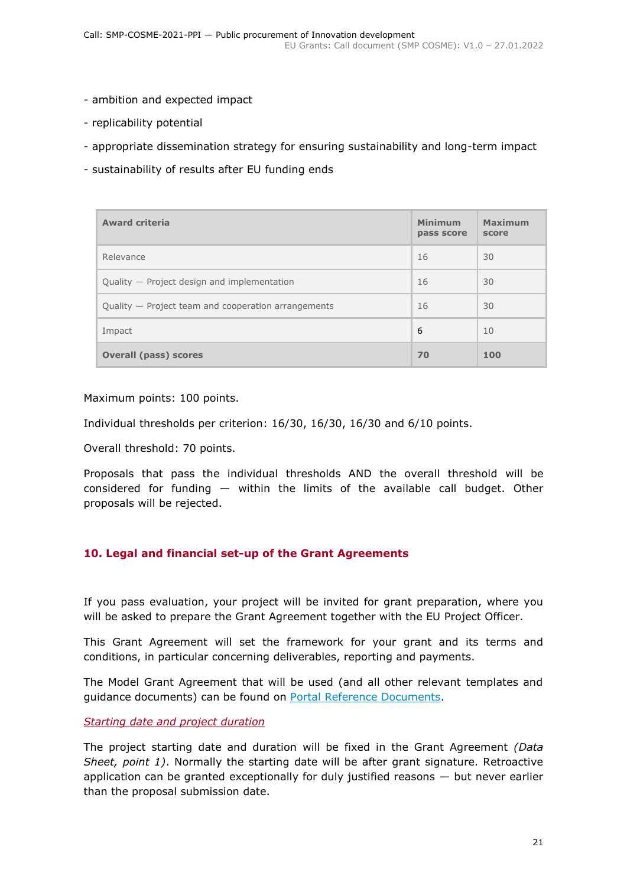- ambition and expected impact

- replicability potential

- appropriate dissemination strategy for ensuring sustainability and long-term impact

- sustainability of results after EU funding ends

| Award criteria | Minimum pass score | Maximum score |
|---|---|---|
| Relevance | 16 | 30 |
| Quality — Project design and implementation | 16 | 30 |
| Quality — Project team and cooperation arrangements | 16 | 30 |
| Impact | 6 | 10 |
| **Overall (pass) scores** | **70** | **100** |

Maximum points: 100 points.

Individual thresholds per criterion: 16/30, 16/30, 16/30 and 6/10 points.

Overall threshold: 70 points.

Proposals that pass the individual thresholds AND the overall threshold will be considered for funding — within the limits of the available call budget. Other proposals will be rejected.

## 10. Legal and financial set-up of the Grant Agreements

If you pass evaluation, your project will be invited for grant preparation, where you will be asked to prepare the Grant Agreement together with the EU Project Officer.

This Grant Agreement will set the framework for your grant and its terms and conditions, in particular concerning deliverables, reporting and payments.

The Model Grant Agreement that will be used (and all other relevant templates and guidance documents) can be found on [Portal Reference Documents](Portal Reference Documents).

*Starting date and project duration*

The project starting date and duration will be fixed in the Grant Agreement *(Data Sheet, point 1)*. Normally the starting date will be after grant signature. Retroactive application can be granted exceptionally for duly justified reasons — but never earlier than the proposal submission date.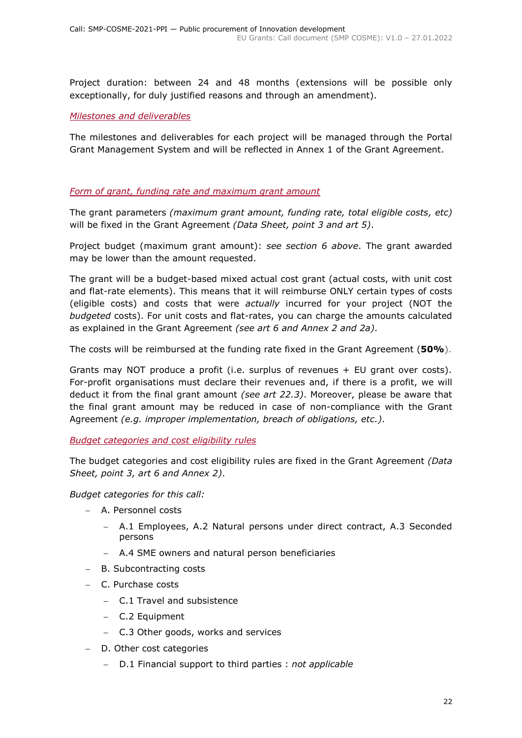Project duration: between 24 and 48 months (extensions will be possible only exceptionally, for duly justified reasons and through an amendment).

*Milestones and deliverables*

The milestones and deliverables for each project will be managed through the Portal Grant Management System and will be reflected in Annex 1 of the Grant Agreement.

*Form of grant, funding rate and maximum grant amount*

The grant parameters *(maximum grant amount, funding rate, total eligible costs, etc)* will be fixed in the Grant Agreement *(Data Sheet, point 3 and art 5)*.

Project budget (maximum grant amount): *see section 6 above*. The grant awarded may be lower than the amount requested.

The grant will be a budget-based mixed actual cost grant (actual costs, with unit cost and flat-rate elements). This means that it will reimburse ONLY certain types of costs (eligible costs) and costs that were *actually* incurred for your project (NOT the *budgeted* costs). For unit costs and flat-rates, you can charge the amounts calculated as explained in the Grant Agreement *(see art 6 and Annex 2 and 2a)*.

The costs will be reimbursed at the funding rate fixed in the Grant Agreement (**50%**).

Grants may NOT produce a profit (i.e. surplus of revenues + EU grant over costs). For-profit organisations must declare their revenues and, if there is a profit, we will deduct it from the final grant amount *(see art 22.3)*. Moreover, please be aware that the final grant amount may be reduced in case of non-compliance with the Grant Agreement *(e.g. improper implementation, breach of obligations, etc.)*.

*Budget categories and cost eligibility rules*

The budget categories and cost eligibility rules are fixed in the Grant Agreement *(Data Sheet, point 3, art 6 and Annex 2)*.

*Budget categories for this call:*

- A. Personnel costs
  - A.1 Employees, A.2 Natural persons under direct contract, A.3 Seconded persons
  - A.4 SME owners and natural person beneficiaries
- B. Subcontracting costs
- C. Purchase costs
  - C.1 Travel and subsistence
  - C.2 Equipment
  - C.3 Other goods, works and services
- D. Other cost categories
  - D.1 Financial support to third parties : *not applicable*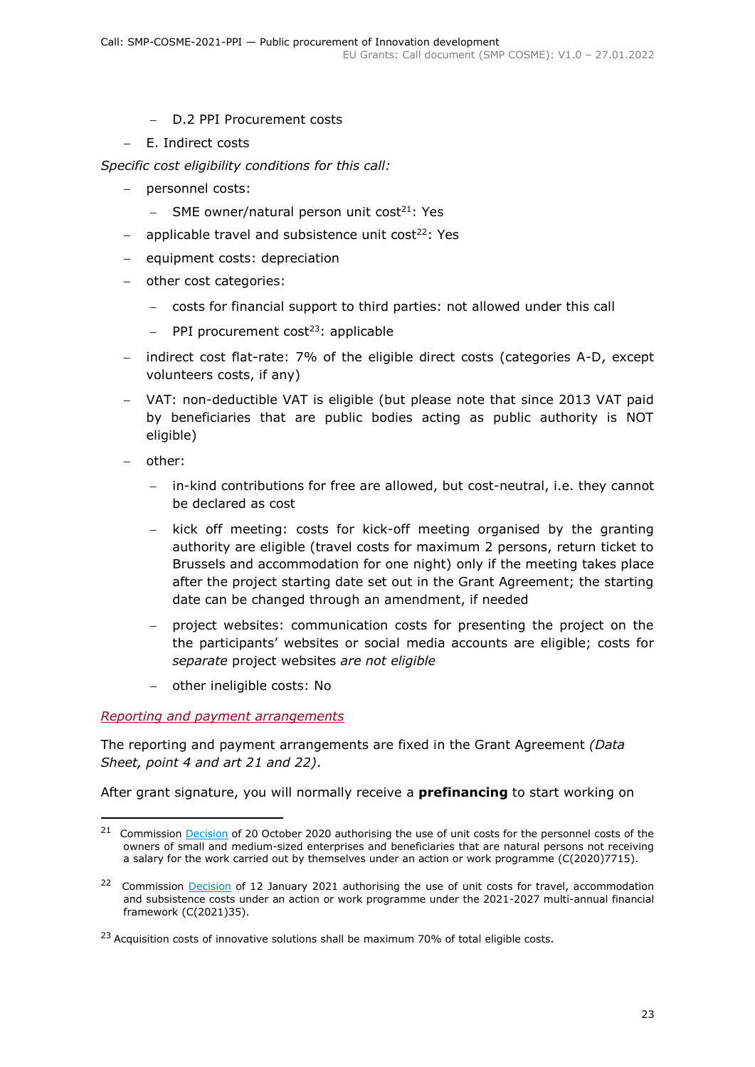- D.2 PPI Procurement costs
- E. Indirect costs

*Specific cost eligibility conditions for this call:*

- personnel costs:
  - SME owner/natural person unit cost[21]: Yes
- applicable travel and subsistence unit cost[22]: Yes
- equipment costs: depreciation
- other cost categories:
  - costs for financial support to third parties: not allowed under this call
  - PPI procurement cost[23]: applicable
- indirect cost flat-rate: 7% of the eligible direct costs (categories A-D, except volunteers costs, if any)
- VAT: non-deductible VAT is eligible (but please note that since 2013 VAT paid by beneficiaries that are public bodies acting as public authority is NOT eligible)
- other:
  - in-kind contributions for free are allowed, but cost-neutral, i.e. they cannot be declared as cost
  - kick off meeting: costs for kick-off meeting organised by the granting authority are eligible (travel costs for maximum 2 persons, return ticket to Brussels and accommodation for one night) only if the meeting takes place after the project starting date set out in the Grant Agreement; the starting date can be changed through an amendment, if needed
  - project websites: communication costs for presenting the project on the the participants' websites or social media accounts are eligible; costs for *separate* project websites *are not eligible*
  - other ineligible costs: No

*Reporting and payment arrangements*

The reporting and payment arrangements are fixed in the Grant Agreement *(Data Sheet, point 4 and art 21 and 22)*.

After grant signature, you will normally receive a **prefinancing** to start working on

---

[21] Commission Decision of 20 October 2020 authorising the use of unit costs for the personnel costs of the owners of small and medium-sized enterprises and beneficiaries that are natural persons not receiving a salary for the work carried out by themselves under an action or work programme (C(2020)7715).

[22] Commission Decision of 12 January 2021 authorising the use of unit costs for travel, accommodation and subsistence costs under an action or work programme under the 2021-2027 multi-annual financial framework (C(2021)35).

[23] Acquisition costs of innovative solutions shall be maximum 70% of total eligible costs.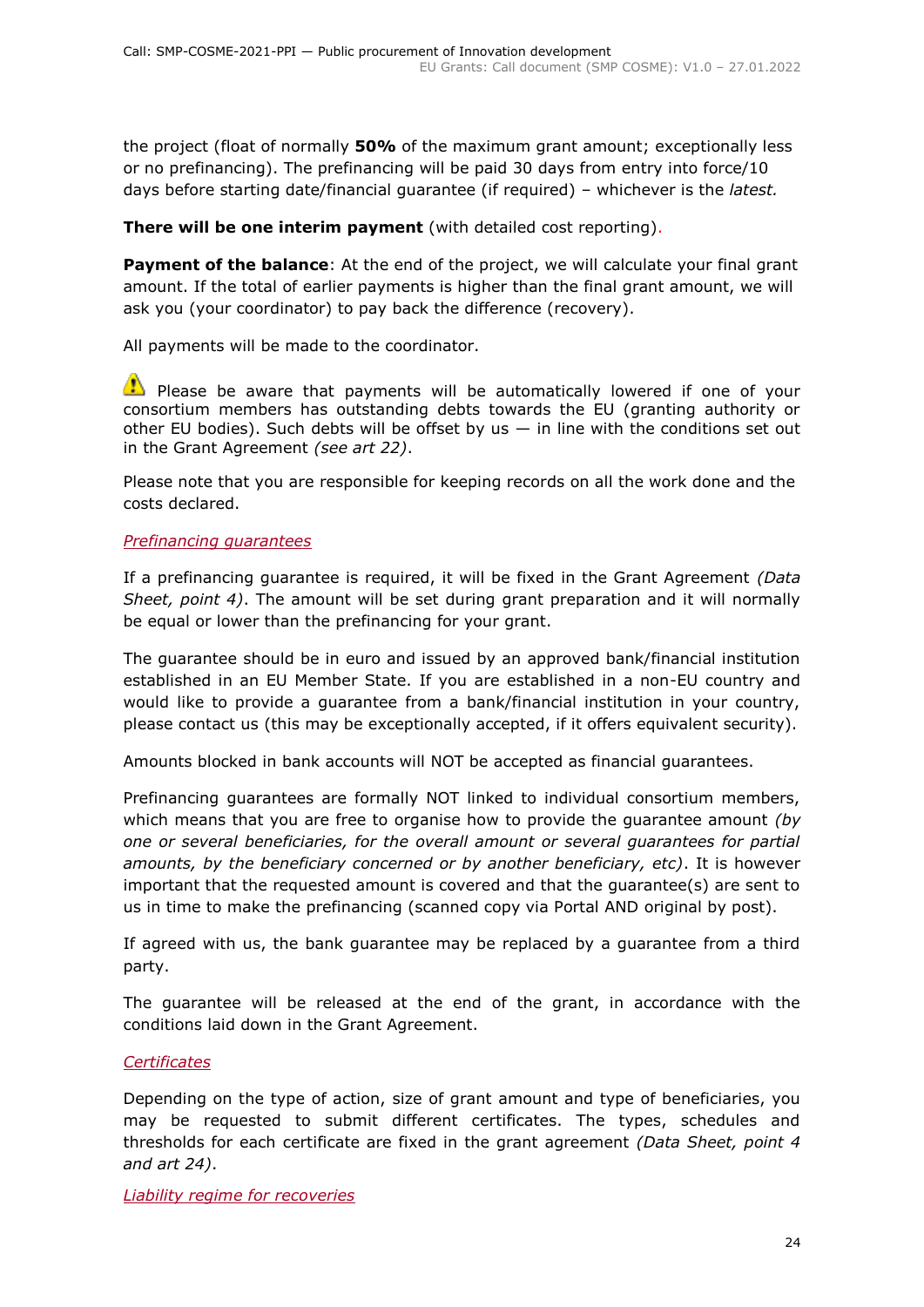the project (float of normally **50%** of the maximum grant amount; exceptionally less or no prefinancing). The prefinancing will be paid 30 days from entry into force/10 days before starting date/financial guarantee (if required) – whichever is the *latest.*

**There will be one interim payment** (with detailed cost reporting).

**Payment of the balance**: At the end of the project, we will calculate your final grant amount. If the total of earlier payments is higher than the final grant amount, we will ask you (your coordinator) to pay back the difference (recovery).

All payments will be made to the coordinator.

⚠ Please be aware that payments will be automatically lowered if one of your consortium members has outstanding debts towards the EU (granting authority or other EU bodies). Such debts will be offset by us — in line with the conditions set out in the Grant Agreement *(see art 22)*.

Please note that you are responsible for keeping records on all the work done and the costs declared.

*Prefinancing guarantees*

If a prefinancing guarantee is required, it will be fixed in the Grant Agreement *(Data Sheet, point 4)*. The amount will be set during grant preparation and it will normally be equal or lower than the prefinancing for your grant.

The guarantee should be in euro and issued by an approved bank/financial institution established in an EU Member State. If you are established in a non-EU country and would like to provide a guarantee from a bank/financial institution in your country, please contact us (this may be exceptionally accepted, if it offers equivalent security).

Amounts blocked in bank accounts will NOT be accepted as financial guarantees.

Prefinancing guarantees are formally NOT linked to individual consortium members, which means that you are free to organise how to provide the guarantee amount *(by one or several beneficiaries, for the overall amount or several guarantees for partial amounts, by the beneficiary concerned or by another beneficiary, etc)*. It is however important that the requested amount is covered and that the guarantee(s) are sent to us in time to make the prefinancing (scanned copy via Portal AND original by post).

If agreed with us, the bank guarantee may be replaced by a guarantee from a third party.

The guarantee will be released at the end of the grant, in accordance with the conditions laid down in the Grant Agreement.

*Certificates*

Depending on the type of action, size of grant amount and type of beneficiaries, you may be requested to submit different certificates. The types, schedules and thresholds for each certificate are fixed in the grant agreement *(Data Sheet, point 4 and art 24)*.

*Liability regime for recoveries*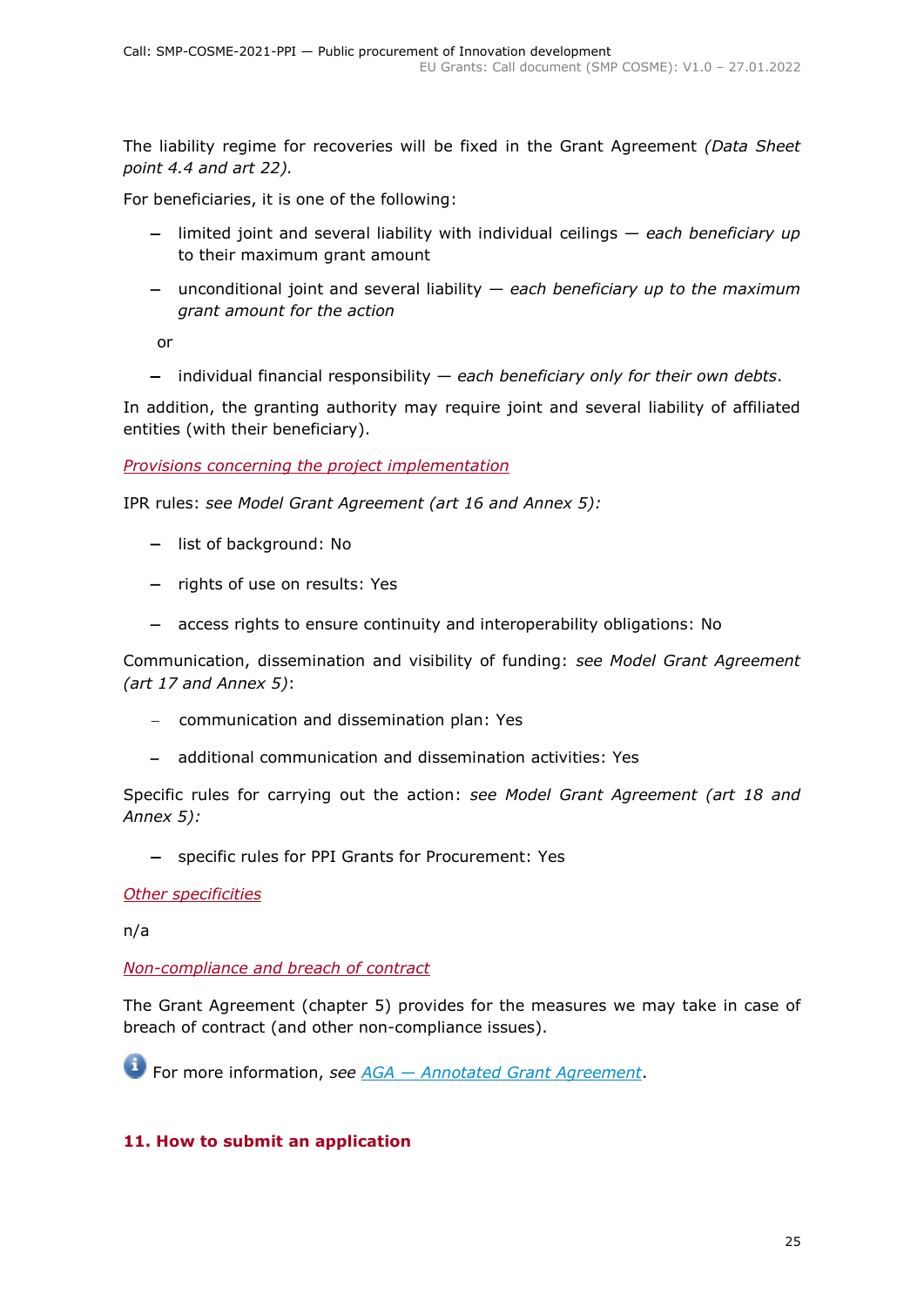The liability regime for recoveries will be fixed in the Grant Agreement *(Data Sheet point 4.4 and art 22).*

For beneficiaries, it is one of the following:

- limited joint and several liability with individual ceilings — *each beneficiary up to their maximum grant amount*
- unconditional joint and several liability — *each beneficiary up to the maximum grant amount for the action*

or

- individual financial responsibility — *each beneficiary only for their own debts*.

In addition, the granting authority may require joint and several liability of affiliated entities (with their beneficiary).

*Provisions concerning the project implementation*

IPR rules: *see Model Grant Agreement (art 16 and Annex 5):*

- list of background: No
- rights of use on results: Yes
- access rights to ensure continuity and interoperability obligations: No

Communication, dissemination and visibility of funding: *see Model Grant Agreement (art 17 and Annex 5)*:

- communication and dissemination plan: Yes
- additional communication and dissemination activities: Yes

Specific rules for carrying out the action: *see Model Grant Agreement (art 18 and Annex 5):*

- specific rules for PPI Grants for Procurement: Yes

*Other specificities*

n/a

*Non-compliance and breach of contract*

The Grant Agreement (chapter 5) provides for the measures we may take in case of breach of contract (and other non-compliance issues).

For more information, *see AGA — Annotated Grant Agreement*.

## 11. How to submit an application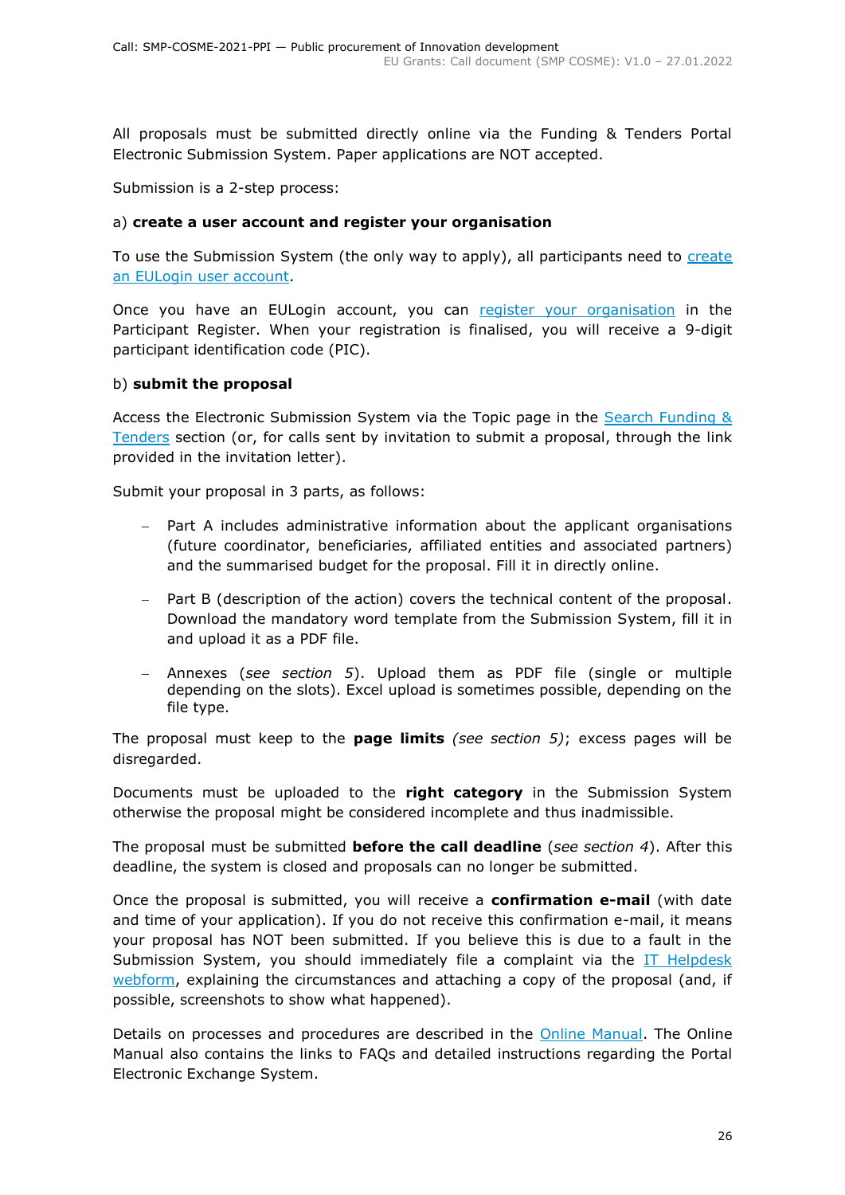All proposals must be submitted directly online via the Funding & Tenders Portal Electronic Submission System. Paper applications are NOT accepted.

Submission is a 2-step process:

a) **create a user account and register your organisation**

To use the Submission System (the only way to apply), all participants need to create an EULogin user account.

Once you have an EULogin account, you can register your organisation in the Participant Register. When your registration is finalised, you will receive a 9-digit participant identification code (PIC).

b) **submit the proposal**

Access the Electronic Submission System via the Topic page in the Search Funding & Tenders section (or, for calls sent by invitation to submit a proposal, through the link provided in the invitation letter).

Submit your proposal in 3 parts, as follows:

- Part A includes administrative information about the applicant organisations (future coordinator, beneficiaries, affiliated entities and associated partners) and the summarised budget for the proposal. Fill it in directly online.
- Part B (description of the action) covers the technical content of the proposal. Download the mandatory word template from the Submission System, fill it in and upload it as a PDF file.
- Annexes (*see section 5*). Upload them as PDF file (single or multiple depending on the slots). Excel upload is sometimes possible, depending on the file type.

The proposal must keep to the **page limits** *(see section 5)*; excess pages will be disregarded.

Documents must be uploaded to the **right category** in the Submission System otherwise the proposal might be considered incomplete and thus inadmissible.

The proposal must be submitted **before the call deadline** (*see section 4*). After this deadline, the system is closed and proposals can no longer be submitted.

Once the proposal is submitted, you will receive a **confirmation e-mail** (with date and time of your application). If you do not receive this confirmation e-mail, it means your proposal has NOT been submitted. If you believe this is due to a fault in the Submission System, you should immediately file a complaint via the IT Helpdesk webform, explaining the circumstances and attaching a copy of the proposal (and, if possible, screenshots to show what happened).

Details on processes and procedures are described in the Online Manual. The Online Manual also contains the links to FAQs and detailed instructions regarding the Portal Electronic Exchange System.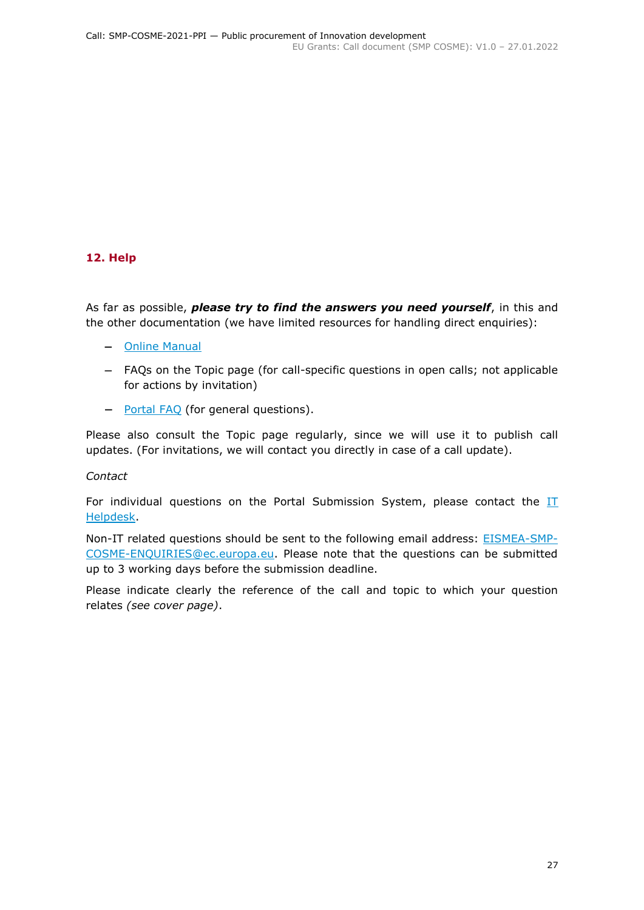## 12. Help

As far as possible, ***please try to find the answers you need yourself***, in this and the other documentation (we have limited resources for handling direct enquiries):

- Online Manual
- FAQs on the Topic page (for call-specific questions in open calls; not applicable for actions by invitation)
- Portal FAQ (for general questions).

Please also consult the Topic page regularly, since we will use it to publish call updates. (For invitations, we will contact you directly in case of a call update).

*Contact*

For individual questions on the Portal Submission System, please contact the IT Helpdesk.

Non-IT related questions should be sent to the following email address: EISMEA-SMP-COSME-ENQUIRIES@ec.europa.eu. Please note that the questions can be submitted up to 3 working days before the submission deadline.

Please indicate clearly the reference of the call and topic to which your question relates *(see cover page)*.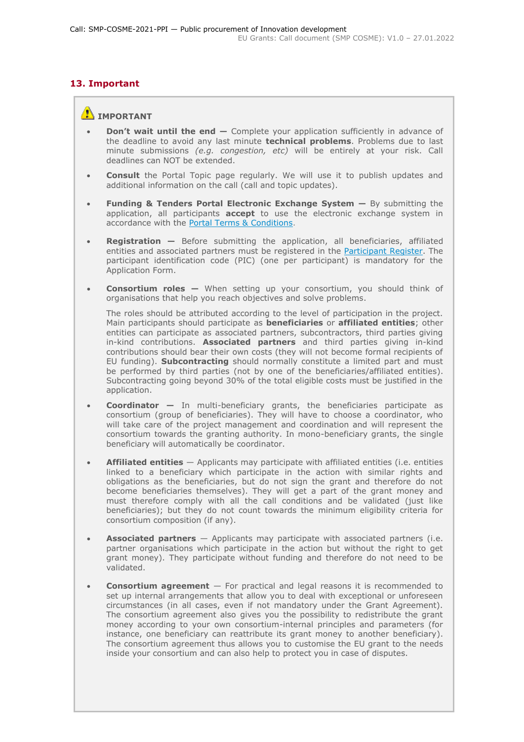## 13. Important

⚠ **IMPORTANT**

- **Don't wait until the end —** Complete your application sufficiently in advance of the deadline to avoid any last minute **technical problems**. Problems due to last minute submissions *(e.g. congestion, etc)* will be entirely at your risk. Call deadlines can NOT be extended.

- **Consult** the Portal Topic page regularly. We will use it to publish updates and additional information on the call (call and topic updates).

- **Funding & Tenders Portal Electronic Exchange System —** By submitting the application, all participants **accept** to use the electronic exchange system in accordance with the Portal Terms & Conditions.

- **Registration —** Before submitting the application, all beneficiaries, affiliated entities and associated partners must be registered in the Participant Register. The participant identification code (PIC) (one per participant) is mandatory for the Application Form.

- **Consortium roles —** When setting up your consortium, you should think of organisations that help you reach objectives and solve problems.

  The roles should be attributed according to the level of participation in the project. Main participants should participate as **beneficiaries** or **affiliated entities**; other entities can participate as associated partners, subcontractors, third parties giving in-kind contributions. **Associated partners** and third parties giving in-kind contributions should bear their own costs (they will not become formal recipients of EU funding). **Subcontracting** should normally constitute a limited part and must be performed by third parties (not by one of the beneficiaries/affiliated entities). Subcontracting going beyond 30% of the total eligible costs must be justified in the application.

- **Coordinator —** In multi-beneficiary grants, the beneficiaries participate as consortium (group of beneficiaries). They will have to choose a coordinator, who will take care of the project management and coordination and will represent the consortium towards the granting authority. In mono-beneficiary grants, the single beneficiary will automatically be coordinator.

- **Affiliated entities** — Applicants may participate with affiliated entities (i.e. entities linked to a beneficiary which participate in the action with similar rights and obligations as the beneficiaries, but do not sign the grant and therefore do not become beneficiaries themselves). They will get a part of the grant money and must therefore comply with all the call conditions and be validated (just like beneficiaries); but they do not count towards the minimum eligibility criteria for consortium composition (if any).

- **Associated partners** — Applicants may participate with associated partners (i.e. partner organisations which participate in the action but without the right to get grant money). They participate without funding and therefore do not need to be validated.

- **Consortium agreement** — For practical and legal reasons it is recommended to set up internal arrangements that allow you to deal with exceptional or unforeseen circumstances (in all cases, even if not mandatory under the Grant Agreement). The consortium agreement also gives you the possibility to redistribute the grant money according to your own consortium-internal principles and parameters (for instance, one beneficiary can reattribute its grant money to another beneficiary). The consortium agreement thus allows you to customise the EU grant to the needs inside your consortium and can also help to protect you in case of disputes.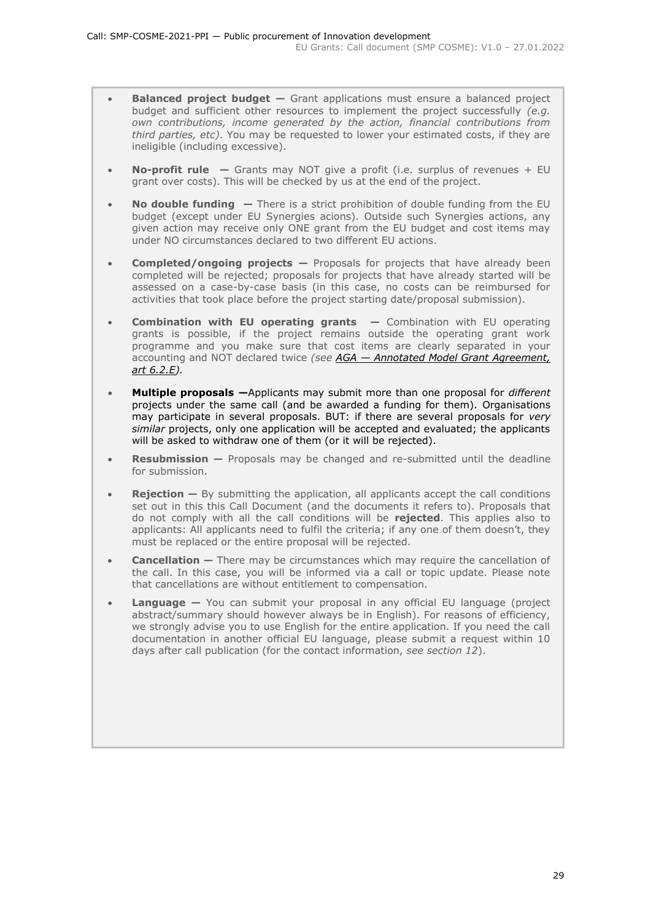- **Balanced project budget —** Grant applications must ensure a balanced project budget and sufficient other resources to implement the project successfully *(e.g. own contributions, income generated by the action, financial contributions from third parties, etc)*. You may be requested to lower your estimated costs, if they are ineligible (including excessive).

- **No-profit rule —** Grants may NOT give a profit (i.e. surplus of revenues + EU grant over costs). This will be checked by us at the end of the project.

- **No double funding —** There is a strict prohibition of double funding from the EU budget (except under EU Synergies acions). Outside such Synergies actions, any given action may receive only ONE grant from the EU budget and cost items may under NO circumstances declared to two different EU actions.

- **Completed/ongoing projects —** Proposals for projects that have already been completed will be rejected; proposals for projects that have already started will be assessed on a case-by-case basis (in this case, no costs can be reimbursed for activities that took place before the project starting date/proposal submission).

- **Combination with EU operating grants —** Combination with EU operating grants is possible, if the project remains outside the operating grant work programme and you make sure that cost items are clearly separated in your accounting and NOT declared twice *(see AGA — Annotated Model Grant Agreement, art 6.2.E)*.

- **Multiple proposals —**Applicants may submit more than one proposal for *different* projects under the same call (and be awarded a funding for them). Organisations may participate in several proposals. BUT: if there are several proposals for *very similar* projects, only one application will be accepted and evaluated; the applicants will be asked to withdraw one of them (or it will be rejected).

- **Resubmission —** Proposals may be changed and re-submitted until the deadline for submission.

- **Rejection —** By submitting the application, all applicants accept the call conditions set out in this this Call Document (and the documents it refers to). Proposals that do not comply with all the call conditions will be **rejected**. This applies also to applicants: All applicants need to fulfil the criteria; if any one of them doesn't, they must be replaced or the entire proposal will be rejected.

- **Cancellation —** There may be circumstances which may require the cancellation of the call. In this case, you will be informed via a call or topic update. Please note that cancellations are without entitlement to compensation.

- **Language —** You can submit your proposal in any official EU language (project abstract/summary should however always be in English). For reasons of efficiency, we strongly advise you to use English for the entire application. If you need the call documentation in another official EU language, please submit a request within 10 days after call publication (for the contact information, *see section 12*).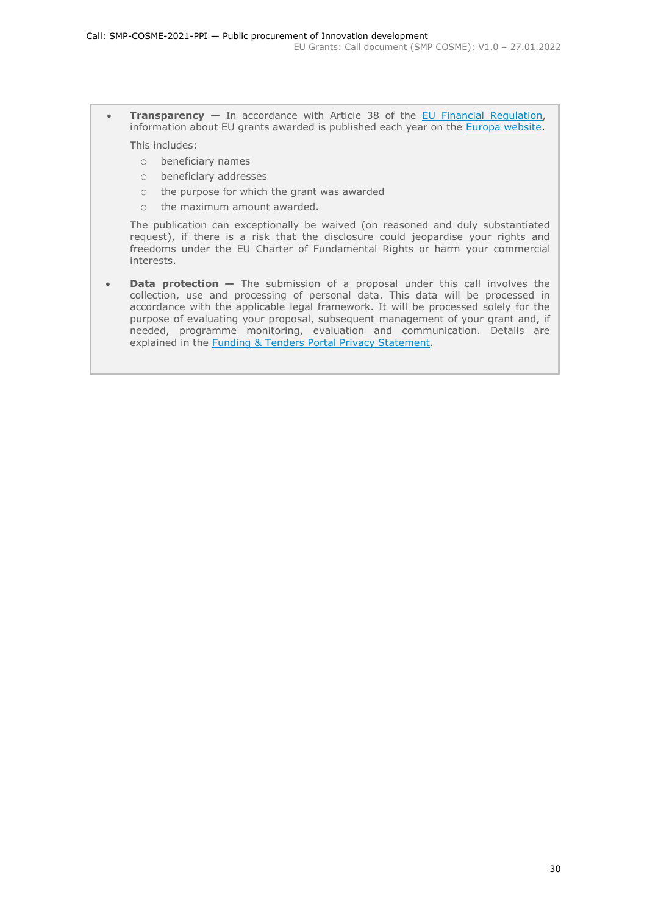- **Transparency —** In accordance with Article 38 of the EU Financial Regulation, information about EU grants awarded is published each year on the Europa website.

  This includes:

  - beneficiary names
  - beneficiary addresses
  - the purpose for which the grant was awarded
  - the maximum amount awarded.

  The publication can exceptionally be waived (on reasoned and duly substantiated request), if there is a risk that the disclosure could jeopardise your rights and freedoms under the EU Charter of Fundamental Rights or harm your commercial interests.

- **Data protection —** The submission of a proposal under this call involves the collection, use and processing of personal data. This data will be processed in accordance with the applicable legal framework. It will be processed solely for the purpose of evaluating your proposal, subsequent management of your grant and, if needed, programme monitoring, evaluation and communication. Details are explained in the Funding & Tenders Portal Privacy Statement.